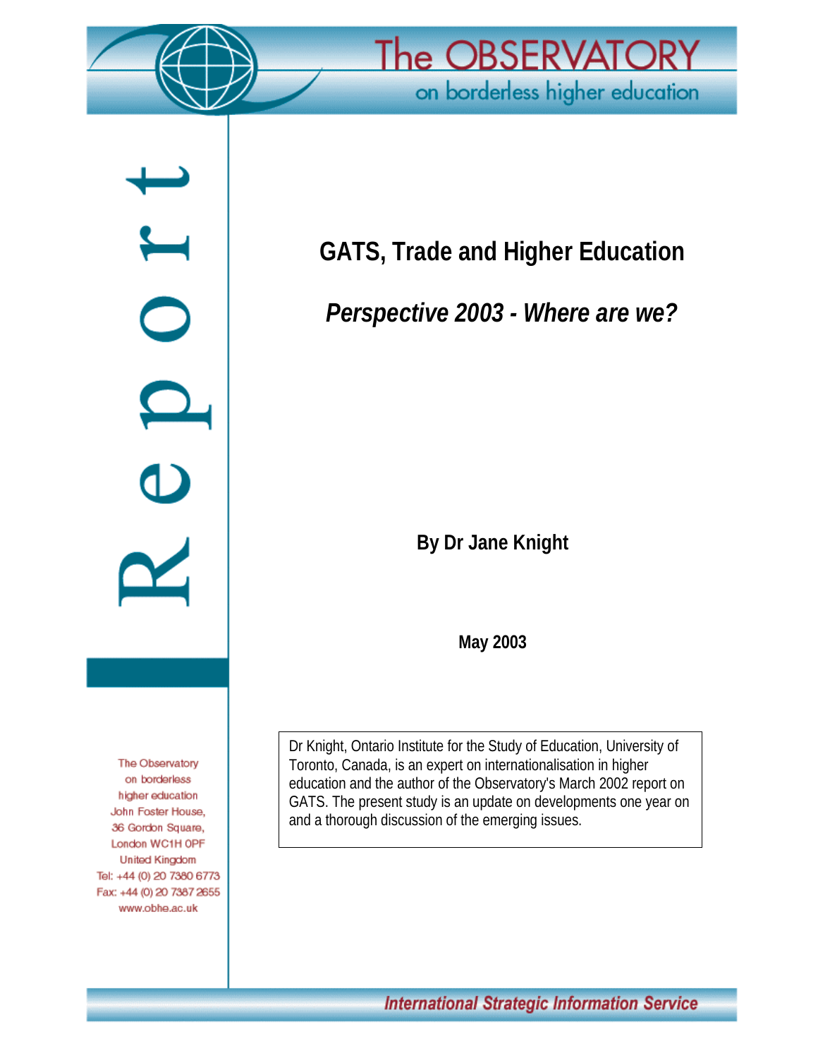The OBSERVATORY on borderless higher education

Report

# GATS, Trade and Higher Education

## *Perspective 2003 - Where are we?*

**By Dr Jane Knight**

**May 2003**

Dr Knight, Ontario Institute for the Study of Education, University of Toronto, Canada, is an expert on internationalisation in higher education and the author of the Observatory's March 2002 report on GATS. The present study is an update on developments one year on and a thorough discussion of the emerging issues.

The Observatory on borderless higher education
John Foster House,
36 Gordon Square,
London WC1H 0PF
United Kingdom
Tel: +44 (0) 20 7380 6773
Fax: +44 (0) 20 7387 2655
www.obhe.ac.uk

International Strategic Information Service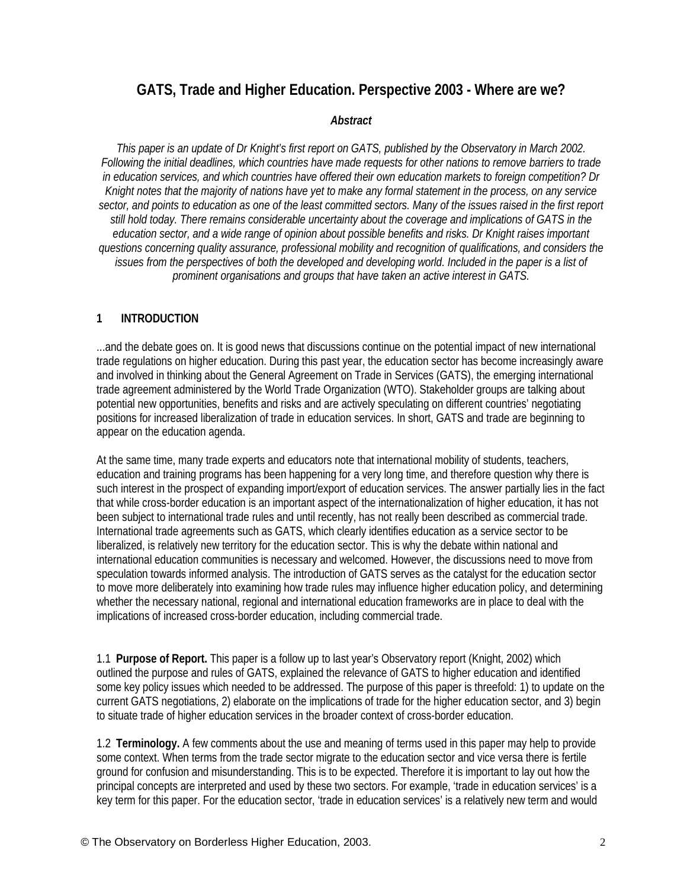# GATS, Trade and Higher Education. Perspective 2003 - Where are we?

***Abstract***

*This paper is an update of Dr Knight's first report on GATS, published by the Observatory in March 2002. Following the initial deadlines, which countries have made requests for other nations to remove barriers to trade in education services, and which countries have offered their own education markets to foreign competition? Dr Knight notes that the majority of nations have yet to make any formal statement in the process, on any service sector, and points to education as one of the least committed sectors. Many of the issues raised in the first report still hold today. There remains considerable uncertainty about the coverage and implications of GATS in the education sector, and a wide range of opinion about possible benefits and risks. Dr Knight raises important questions concerning quality assurance, professional mobility and recognition of qualifications, and considers the issues from the perspectives of both the developed and developing world. Included in the paper is a list of prominent organisations and groups that have taken an active interest in GATS.*

## 1 INTRODUCTION

...and the debate goes on. It is good news that discussions continue on the potential impact of new international trade regulations on higher education. During this past year, the education sector has become increasingly aware and involved in thinking about the General Agreement on Trade in Services (GATS), the emerging international trade agreement administered by the World Trade Organization (WTO). Stakeholder groups are talking about potential new opportunities, benefits and risks and are actively speculating on different countries' negotiating positions for increased liberalization of trade in education services. In short, GATS and trade are beginning to appear on the education agenda.

At the same time, many trade experts and educators note that international mobility of students, teachers, education and training programs has been happening for a very long time, and therefore question why there is such interest in the prospect of expanding import/export of education services. The answer partially lies in the fact that while cross-border education is an important aspect of the internationalization of higher education, it has not been subject to international trade rules and until recently, has not really been described as commercial trade. International trade agreements such as GATS, which clearly identifies education as a service sector to be liberalized, is relatively new territory for the education sector. This is why the debate within national and international education communities is necessary and welcomed. However, the discussions need to move from speculation towards informed analysis. The introduction of GATS serves as the catalyst for the education sector to move more deliberately into examining how trade rules may influence higher education policy, and determining whether the necessary national, regional and international education frameworks are in place to deal with the implications of increased cross-border education, including commercial trade.

1.1 **Purpose of Report.** This paper is a follow up to last year's Observatory report (Knight, 2002) which outlined the purpose and rules of GATS, explained the relevance of GATS to higher education and identified some key policy issues which needed to be addressed. The purpose of this paper is threefold: 1) to update on the current GATS negotiations, 2) elaborate on the implications of trade for the higher education sector, and 3) begin to situate trade of higher education services in the broader context of cross-border education.

1.2 **Terminology.** A few comments about the use and meaning of terms used in this paper may help to provide some context. When terms from the trade sector migrate to the education sector and vice versa there is fertile ground for confusion and misunderstanding. This is to be expected. Therefore it is important to lay out how the principal concepts are interpreted and used by these two sectors. For example, 'trade in education services' is a key term for this paper. For the education sector, 'trade in education services' is a relatively new term and would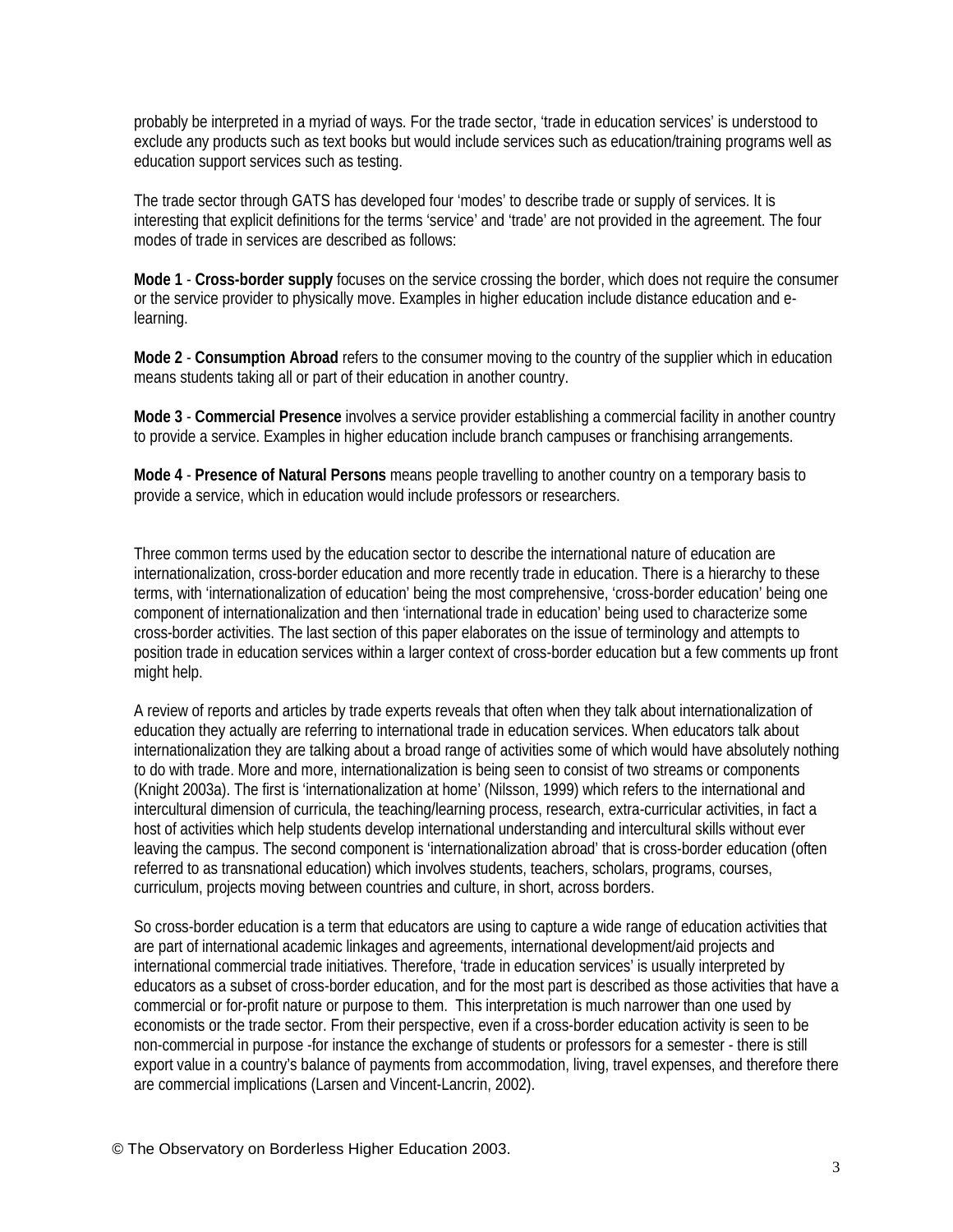probably be interpreted in a myriad of ways. For the trade sector, 'trade in education services' is understood to exclude any products such as text books but would include services such as education/training programs well as education support services such as testing.

The trade sector through GATS has developed four 'modes' to describe trade or supply of services. It is interesting that explicit definitions for the terms 'service' and 'trade' are not provided in the agreement. The four modes of trade in services are described as follows:

**Mode 1** - **Cross-border supply** focuses on the service crossing the border, which does not require the consumer or the service provider to physically move. Examples in higher education include distance education and e-learning.

**Mode 2** - **Consumption Abroad** refers to the consumer moving to the country of the supplier which in education means students taking all or part of their education in another country.

**Mode 3** - **Commercial Presence** involves a service provider establishing a commercial facility in another country to provide a service. Examples in higher education include branch campuses or franchising arrangements.

**Mode 4** - **Presence of Natural Persons** means people travelling to another country on a temporary basis to provide a service, which in education would include professors or researchers.

Three common terms used by the education sector to describe the international nature of education are internationalization, cross-border education and more recently trade in education. There is a hierarchy to these terms, with 'internationalization of education' being the most comprehensive, 'cross-border education' being one component of internationalization and then 'international trade in education' being used to characterize some cross-border activities. The last section of this paper elaborates on the issue of terminology and attempts to position trade in education services within a larger context of cross-border education but a few comments up front might help.

A review of reports and articles by trade experts reveals that often when they talk about internationalization of education they actually are referring to international trade in education services. When educators talk about internationalization they are talking about a broad range of activities some of which would have absolutely nothing to do with trade. More and more, internationalization is being seen to consist of two streams or components (Knight 2003a). The first is 'internationalization at home' (Nilsson, 1999) which refers to the international and intercultural dimension of curricula, the teaching/learning process, research, extra-curricular activities, in fact a host of activities which help students develop international understanding and intercultural skills without ever leaving the campus. The second component is 'internationalization abroad' that is cross-border education (often referred to as transnational education) which involves students, teachers, scholars, programs, courses, curriculum, projects moving between countries and culture, in short, across borders.

So cross-border education is a term that educators are using to capture a wide range of education activities that are part of international academic linkages and agreements, international development/aid projects and international commercial trade initiatives. Therefore, 'trade in education services' is usually interpreted by educators as a subset of cross-border education, and for the most part is described as those activities that have a commercial or for-profit nature or purpose to them. This interpretation is much narrower than one used by economists or the trade sector. From their perspective, even if a cross-border education activity is seen to be non-commercial in purpose -for instance the exchange of students or professors for a semester - there is still export value in a country's balance of payments from accommodation, living, travel expenses, and therefore there are commercial implications (Larsen and Vincent-Lancrin, 2002).

© The Observatory on Borderless Higher Education 2003.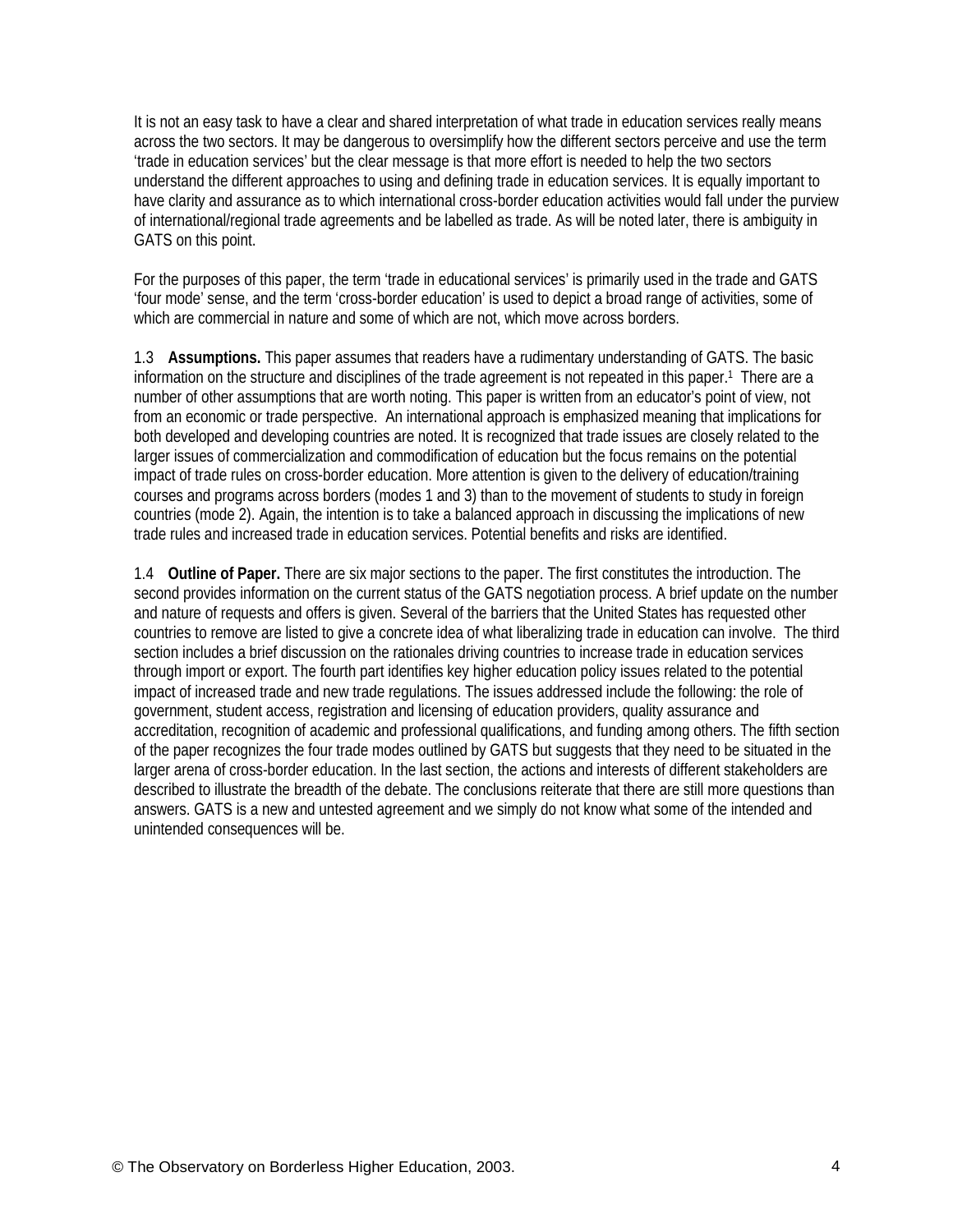It is not an easy task to have a clear and shared interpretation of what trade in education services really means across the two sectors. It may be dangerous to oversimplify how the different sectors perceive and use the term 'trade in education services' but the clear message is that more effort is needed to help the two sectors understand the different approaches to using and defining trade in education services. It is equally important to have clarity and assurance as to which international cross-border education activities would fall under the purview of international/regional trade agreements and be labelled as trade. As will be noted later, there is ambiguity in GATS on this point.

For the purposes of this paper, the term 'trade in educational services' is primarily used in the trade and GATS 'four mode' sense, and the term 'cross-border education' is used to depict a broad range of activities, some of which are commercial in nature and some of which are not, which move across borders.

1.3 **Assumptions.** This paper assumes that readers have a rudimentary understanding of GATS. The basic information on the structure and disciplines of the trade agreement is not repeated in this paper.[1] There are a number of other assumptions that are worth noting. This paper is written from an educator's point of view, not from an economic or trade perspective. An international approach is emphasized meaning that implications for both developed and developing countries are noted. It is recognized that trade issues are closely related to the larger issues of commercialization and commodification of education but the focus remains on the potential impact of trade rules on cross-border education. More attention is given to the delivery of education/training courses and programs across borders (modes 1 and 3) than to the movement of students to study in foreign countries (mode 2). Again, the intention is to take a balanced approach in discussing the implications of new trade rules and increased trade in education services. Potential benefits and risks are identified.

1.4 **Outline of Paper.** There are six major sections to the paper. The first constitutes the introduction. The second provides information on the current status of the GATS negotiation process. A brief update on the number and nature of requests and offers is given. Several of the barriers that the United States has requested other countries to remove are listed to give a concrete idea of what liberalizing trade in education can involve. The third section includes a brief discussion on the rationales driving countries to increase trade in education services through import or export. The fourth part identifies key higher education policy issues related to the potential impact of increased trade and new trade regulations. The issues addressed include the following: the role of government, student access, registration and licensing of education providers, quality assurance and accreditation, recognition of academic and professional qualifications, and funding among others. The fifth section of the paper recognizes the four trade modes outlined by GATS but suggests that they need to be situated in the larger arena of cross-border education. In the last section, the actions and interests of different stakeholders are described to illustrate the breadth of the debate. The conclusions reiterate that there are still more questions than answers. GATS is a new and untested agreement and we simply do not know what some of the intended and unintended consequences will be.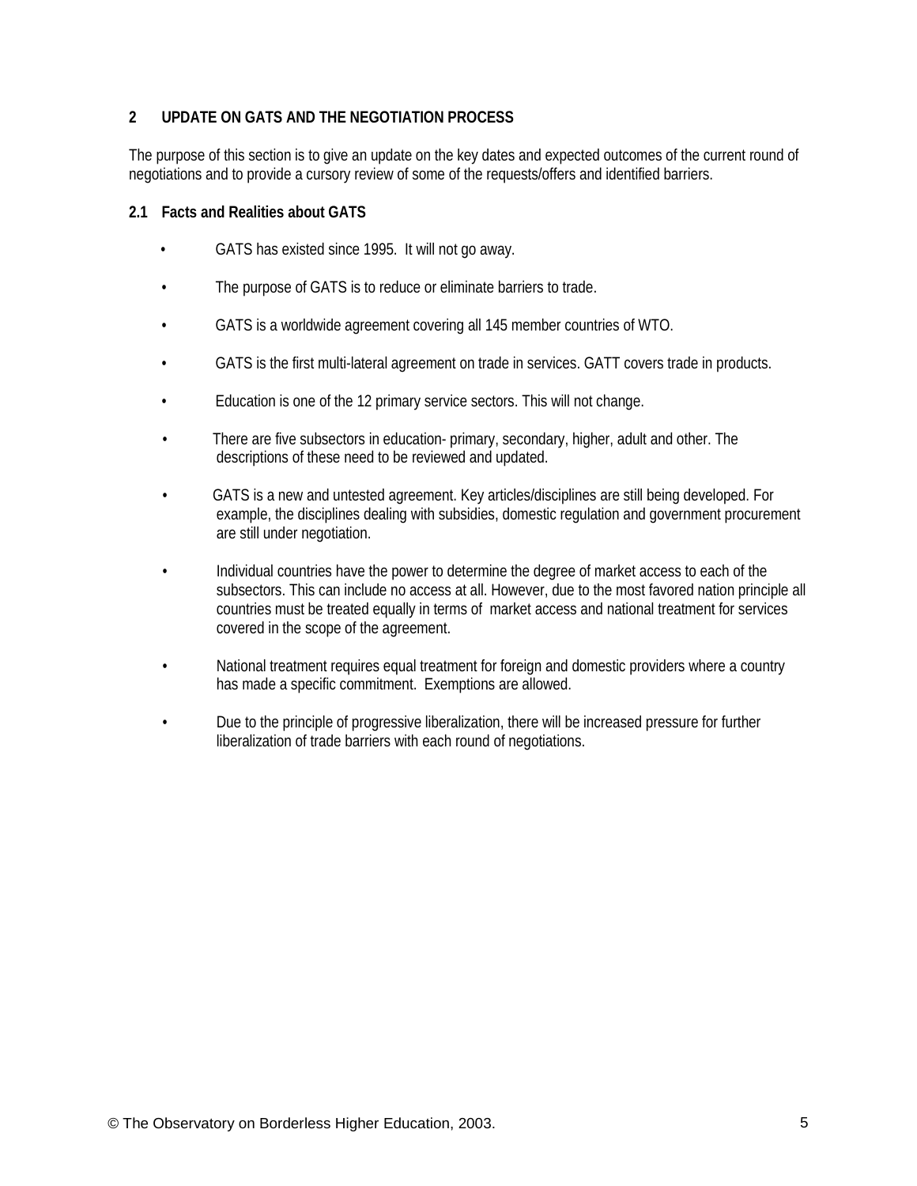## 2 UPDATE ON GATS AND THE NEGOTIATION PROCESS

The purpose of this section is to give an update on the key dates and expected outcomes of the current round of negotiations and to provide a cursory review of some of the requests/offers and identified barriers.

### 2.1 Facts and Realities about GATS

- GATS has existed since 1995. It will not go away.
- The purpose of GATS is to reduce or eliminate barriers to trade.
- GATS is a worldwide agreement covering all 145 member countries of WTO.
- GATS is the first multi-lateral agreement on trade in services. GATT covers trade in products.
- Education is one of the 12 primary service sectors. This will not change.
- There are five subsectors in education- primary, secondary, higher, adult and other. The descriptions of these need to be reviewed and updated.
- GATS is a new and untested agreement. Key articles/disciplines are still being developed. For example, the disciplines dealing with subsidies, domestic regulation and government procurement are still under negotiation.
- Individual countries have the power to determine the degree of market access to each of the subsectors. This can include no access at all. However, due to the most favored nation principle all countries must be treated equally in terms of market access and national treatment for services covered in the scope of the agreement.
- National treatment requires equal treatment for foreign and domestic providers where a country has made a specific commitment. Exemptions are allowed.
- Due to the principle of progressive liberalization, there will be increased pressure for further liberalization of trade barriers with each round of negotiations.

© The Observatory on Borderless Higher Education, 2003.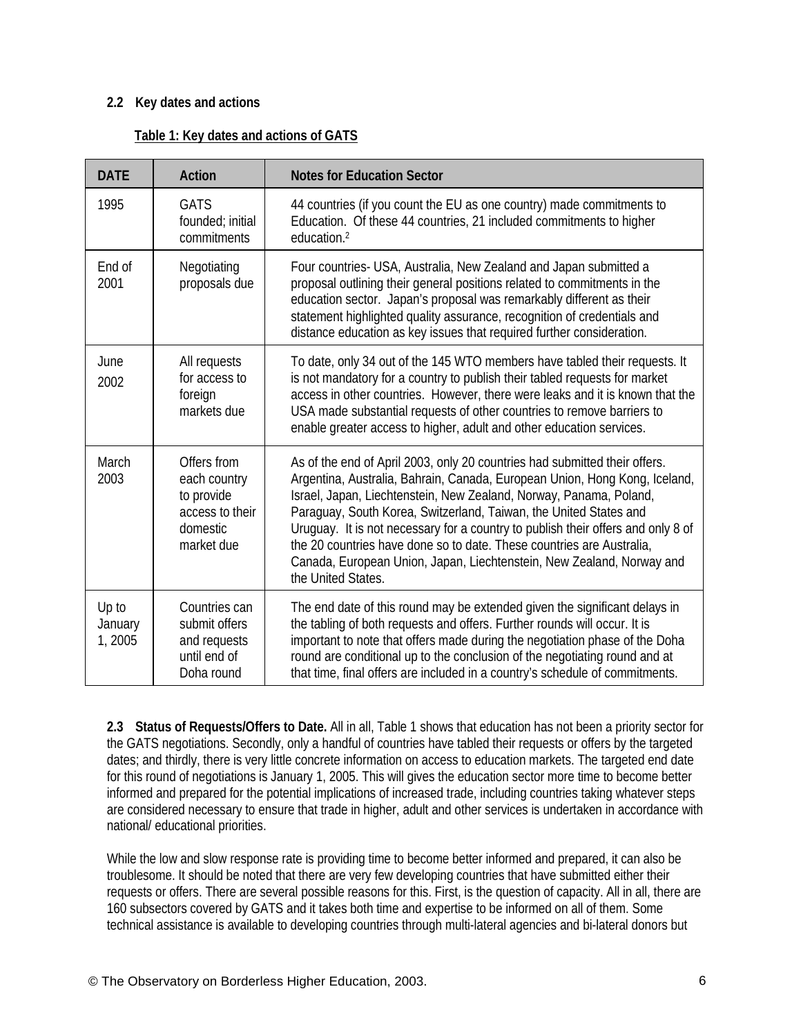### 2.2 Key dates and actions

**Table 1: Key dates and actions of GATS**

| DATE | Action | Notes for Education Sector |
|---|---|---|
| 1995 | GATS founded; initial commitments | 44 countries (if you count the EU as one country) made commitments to Education. Of these 44 countries, 21 included commitments to higher education.[2] |
| End of 2001 | Negotiating proposals due | Four countries- USA, Australia, New Zealand and Japan submitted a proposal outlining their general positions related to commitments in the education sector. Japan's proposal was remarkably different as their statement highlighted quality assurance, recognition of credentials and distance education as key issues that required further consideration. |
| June 2002 | All requests for access to foreign markets due | To date, only 34 out of the 145 WTO members have tabled their requests. It is not mandatory for a country to publish their tabled requests for market access in other countries. However, there were leaks and it is known that the USA made substantial requests of other countries to remove barriers to enable greater access to higher, adult and other education services. |
| March 2003 | Offers from each country to provide access to their domestic market due | As of the end of April 2003, only 20 countries had submitted their offers. Argentina, Australia, Bahrain, Canada, European Union, Hong Kong, Iceland, Israel, Japan, Liechtenstein, New Zealand, Norway, Panama, Poland, Paraguay, South Korea, Switzerland, Taiwan, the United States and Uruguay. It is not necessary for a country to publish their offers and only 8 of the 20 countries have done so to date. These countries are Australia, Canada, European Union, Japan, Liechtenstein, New Zealand, Norway and the United States. |
| Up to January 1, 2005 | Countries can submit offers and requests until end of Doha round | The end date of this round may be extended given the significant delays in the tabling of both requests and offers. Further rounds will occur. It is important to note that offers made during the negotiation phase of the Doha round are conditional up to the conclusion of the negotiating round and at that time, final offers are included in a country's schedule of commitments. |

**2.3 Status of Requests/Offers to Date.** All in all, Table 1 shows that education has not been a priority sector for the GATS negotiations. Secondly, only a handful of countries have tabled their requests or offers by the targeted dates; and thirdly, there is very little concrete information on access to education markets. The targeted end date for this round of negotiations is January 1, 2005. This will gives the education sector more time to become better informed and prepared for the potential implications of increased trade, including countries taking whatever steps are considered necessary to ensure that trade in higher, adult and other services is undertaken in accordance with national/ educational priorities.

While the low and slow response rate is providing time to become better informed and prepared, it can also be troublesome. It should be noted that there are very few developing countries that have submitted either their requests or offers. There are several possible reasons for this. First, is the question of capacity. All in all, there are 160 subsectors covered by GATS and it takes both time and expertise to be informed on all of them. Some technical assistance is available to developing countries through multi-lateral agencies and bi-lateral donors but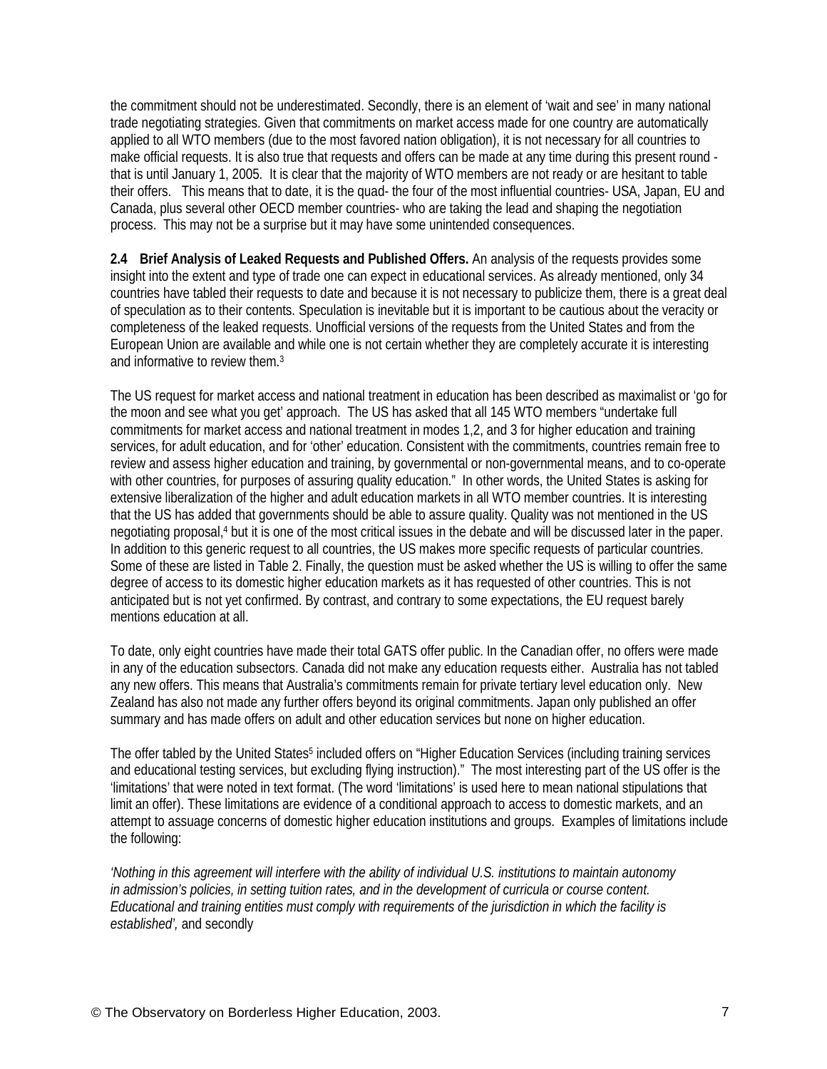the commitment should not be underestimated. Secondly, there is an element of 'wait and see' in many national trade negotiating strategies. Given that commitments on market access made for one country are automatically applied to all WTO members (due to the most favored nation obligation), it is not necessary for all countries to make official requests. It is also true that requests and offers can be made at any time during this present round - that is until January 1, 2005. It is clear that the majority of WTO members are not ready or are hesitant to table their offers. This means that to date, it is the quad- the four of the most influential countries- USA, Japan, EU and Canada, plus several other OECD member countries- who are taking the lead and shaping the negotiation process. This may not be a surprise but it may have some unintended consequences.

**2.4 Brief Analysis of Leaked Requests and Published Offers.** An analysis of the requests provides some insight into the extent and type of trade one can expect in educational services. As already mentioned, only 34 countries have tabled their requests to date and because it is not necessary to publicize them, there is a great deal of speculation as to their contents. Speculation is inevitable but it is important to be cautious about the veracity or completeness of the leaked requests. Unofficial versions of the requests from the United States and from the European Union are available and while one is not certain whether they are completely accurate it is interesting and informative to review them.[3]

The US request for market access and national treatment in education has been described as maximalist or 'go for the moon and see what you get' approach. The US has asked that all 145 WTO members "undertake full commitments for market access and national treatment in modes 1,2, and 3 for higher education and training services, for adult education, and for 'other' education. Consistent with the commitments, countries remain free to review and assess higher education and training, by governmental or non-governmental means, and to co-operate with other countries, for purposes of assuring quality education." In other words, the United States is asking for extensive liberalization of the higher and adult education markets in all WTO member countries. It is interesting that the US has added that governments should be able to assure quality. Quality was not mentioned in the US negotiating proposal,[4] but it is one of the most critical issues in the debate and will be discussed later in the paper. In addition to this generic request to all countries, the US makes more specific requests of particular countries. Some of these are listed in Table 2. Finally, the question must be asked whether the US is willing to offer the same degree of access to its domestic higher education markets as it has requested of other countries. This is not anticipated but is not yet confirmed. By contrast, and contrary to some expectations, the EU request barely mentions education at all.

To date, only eight countries have made their total GATS offer public. In the Canadian offer, no offers were made in any of the education subsectors. Canada did not make any education requests either. Australia has not tabled any new offers. This means that Australia's commitments remain for private tertiary level education only. New Zealand has also not made any further offers beyond its original commitments. Japan only published an offer summary and has made offers on adult and other education services but none on higher education.

The offer tabled by the United States[5] included offers on "Higher Education Services (including training services and educational testing services, but excluding flying instruction)." The most interesting part of the US offer is the 'limitations' that were noted in text format. (The word 'limitations' is used here to mean national stipulations that limit an offer). These limitations are evidence of a conditional approach to access to domestic markets, and an attempt to assuage concerns of domestic higher education institutions and groups. Examples of limitations include the following:

*'Nothing in this agreement will interfere with the ability of individual U.S. institutions to maintain autonomy in admission's policies, in setting tuition rates, and in the development of curricula or course content. Educational and training entities must comply with requirements of the jurisdiction in which the facility is established',* and secondly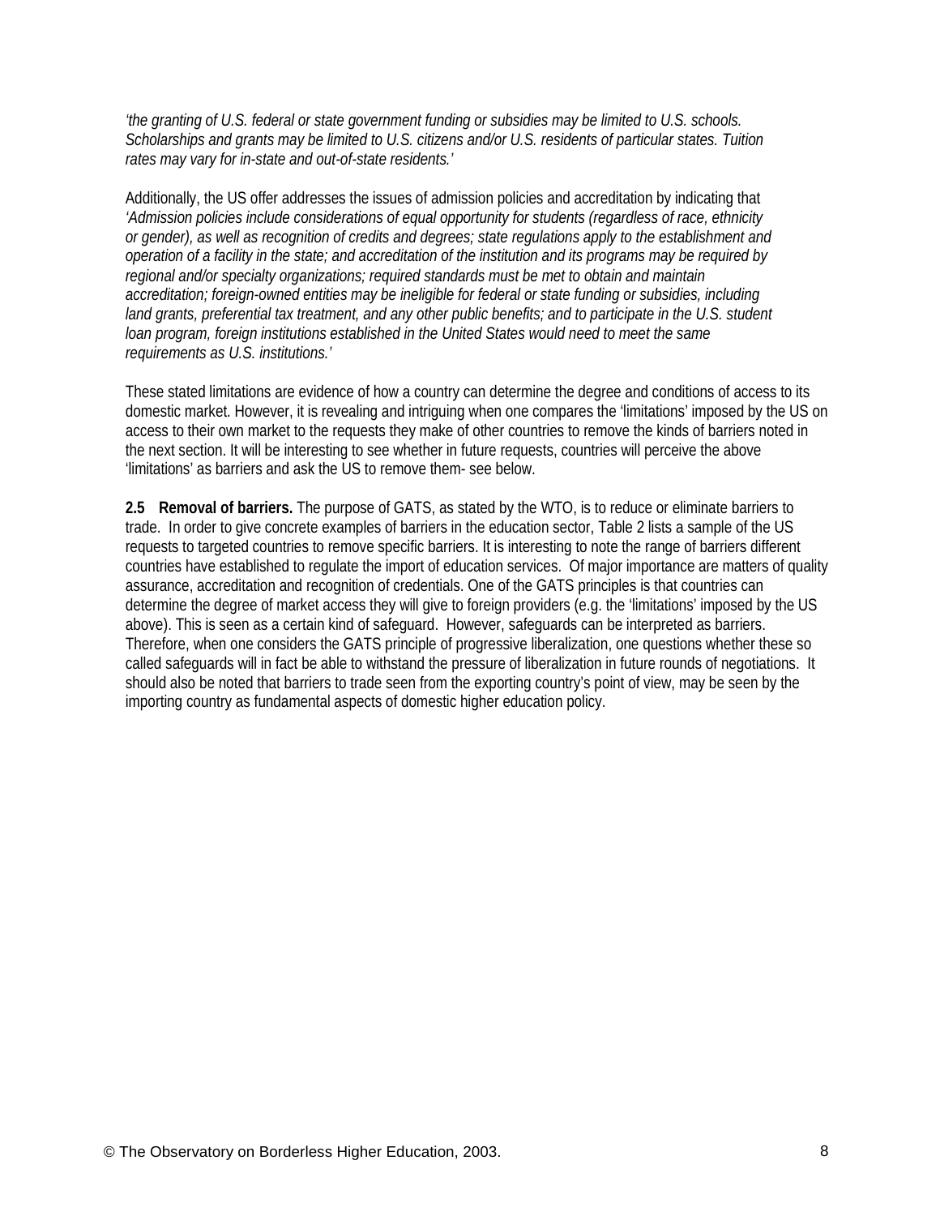*'the granting of U.S. federal or state government funding or subsidies may be limited to U.S. schools. Scholarships and grants may be limited to U.S. citizens and/or U.S. residents of particular states. Tuition rates may vary for in-state and out-of-state residents.'*

Additionally, the US offer addresses the issues of admission policies and accreditation by indicating that *'Admission policies include considerations of equal opportunity for students (regardless of race, ethnicity or gender), as well as recognition of credits and degrees; state regulations apply to the establishment and operation of a facility in the state; and accreditation of the institution and its programs may be required by regional and/or specialty organizations; required standards must be met to obtain and maintain accreditation; foreign-owned entities may be ineligible for federal or state funding or subsidies, including land grants, preferential tax treatment, and any other public benefits; and to participate in the U.S. student loan program, foreign institutions established in the United States would need to meet the same requirements as U.S. institutions.'*

These stated limitations are evidence of how a country can determine the degree and conditions of access to its domestic market. However, it is revealing and intriguing when one compares the 'limitations' imposed by the US on access to their own market to the requests they make of other countries to remove the kinds of barriers noted in the next section. It will be interesting to see whether in future requests, countries will perceive the above 'limitations' as barriers and ask the US to remove them- see below.

**2.5 Removal of barriers.** The purpose of GATS, as stated by the WTO, is to reduce or eliminate barriers to trade. In order to give concrete examples of barriers in the education sector, Table 2 lists a sample of the US requests to targeted countries to remove specific barriers. It is interesting to note the range of barriers different countries have established to regulate the import of education services. Of major importance are matters of quality assurance, accreditation and recognition of credentials. One of the GATS principles is that countries can determine the degree of market access they will give to foreign providers (e.g. the 'limitations' imposed by the US above). This is seen as a certain kind of safeguard. However, safeguards can be interpreted as barriers. Therefore, when one considers the GATS principle of progressive liberalization, one questions whether these so called safeguards will in fact be able to withstand the pressure of liberalization in future rounds of negotiations. It should also be noted that barriers to trade seen from the exporting country's point of view, may be seen by the importing country as fundamental aspects of domestic higher education policy.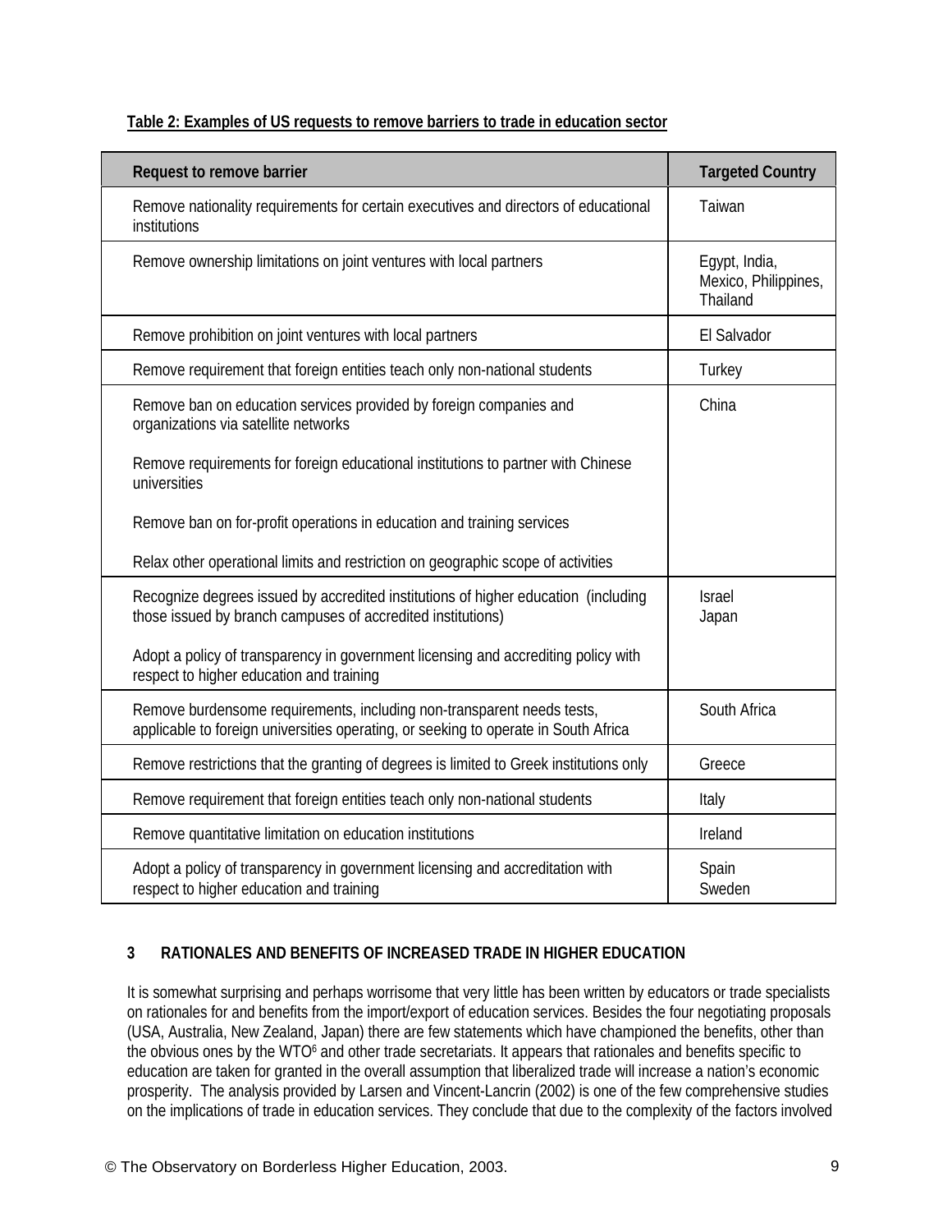**Table 2: Examples of US requests to remove barriers to trade in education sector**

| Request to remove barrier | Targeted Country |
|---|---|
| Remove nationality requirements for certain executives and directors of educational institutions | Taiwan |
| Remove ownership limitations on joint ventures with local partners | Egypt, India, Mexico, Philippines, Thailand |
| Remove prohibition on joint ventures with local partners | El Salvador |
| Remove requirement that foreign entities teach only non-national students | Turkey |
| Remove ban on education services provided by foreign companies and organizations via satellite networks<br><br>Remove requirements for foreign educational institutions to partner with Chinese universities<br><br>Remove ban on for-profit operations in education and training services<br><br>Relax other operational limits and restriction on geographic scope of activities | China |
| Recognize degrees issued by accredited institutions of higher education (including those issued by branch campuses of accredited institutions)<br><br>Adopt a policy of transparency in government licensing and accrediting policy with respect to higher education and training | Israel<br>Japan |
| Remove burdensome requirements, including non-transparent needs tests, applicable to foreign universities operating, or seeking to operate in South Africa | South Africa |
| Remove restrictions that the granting of degrees is limited to Greek institutions only | Greece |
| Remove requirement that foreign entities teach only non-national students | Italy |
| Remove quantitative limitation on education institutions | Ireland |
| Adopt a policy of transparency in government licensing and accreditation with respect to higher education and training | Spain<br>Sweden |

## 3 RATIONALES AND BENEFITS OF INCREASED TRADE IN HIGHER EDUCATION

It is somewhat surprising and perhaps worrisome that very little has been written by educators or trade specialists on rationales for and benefits from the import/export of education services. Besides the four negotiating proposals (USA, Australia, New Zealand, Japan) there are few statements which have championed the benefits, other than the obvious ones by the WTO[6] and other trade secretariats. It appears that rationales and benefits specific to education are taken for granted in the overall assumption that liberalized trade will increase a nation's economic prosperity. The analysis provided by Larsen and Vincent-Lancrin (2002) is one of the few comprehensive studies on the implications of trade in education services. They conclude that due to the complexity of the factors involved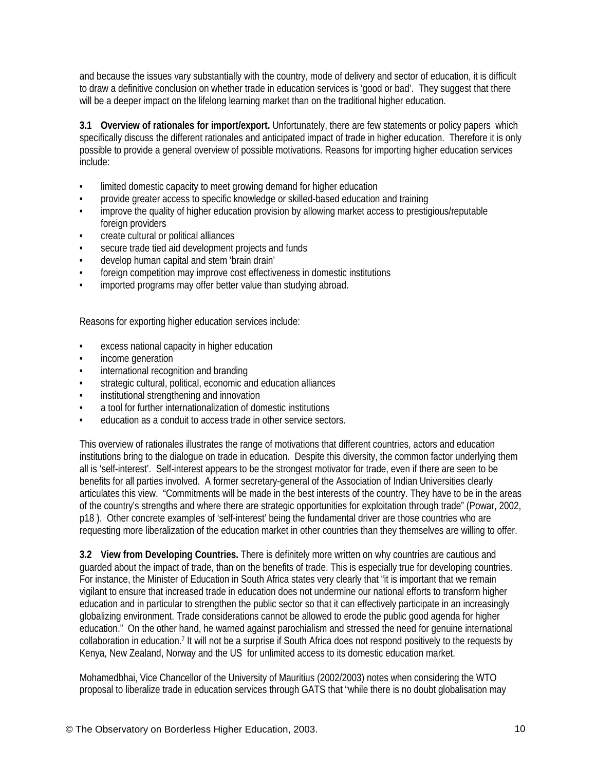and because the issues vary substantially with the country, mode of delivery and sector of education, it is difficult to draw a definitive conclusion on whether trade in education services is 'good or bad'. They suggest that there will be a deeper impact on the lifelong learning market than on the traditional higher education.

**3.1 Overview of rationales for import/export.** Unfortunately, there are few statements or policy papers which specifically discuss the different rationales and anticipated impact of trade in higher education. Therefore it is only possible to provide a general overview of possible motivations. Reasons for importing higher education services include:

- limited domestic capacity to meet growing demand for higher education
- provide greater access to specific knowledge or skilled-based education and training
- improve the quality of higher education provision by allowing market access to prestigious/reputable foreign providers
- create cultural or political alliances
- secure trade tied aid development projects and funds
- develop human capital and stem 'brain drain'
- foreign competition may improve cost effectiveness in domestic institutions
- imported programs may offer better value than studying abroad.

Reasons for exporting higher education services include:

- excess national capacity in higher education
- income generation
- international recognition and branding
- strategic cultural, political, economic and education alliances
- institutional strengthening and innovation
- a tool for further internationalization of domestic institutions
- education as a conduit to access trade in other service sectors.

This overview of rationales illustrates the range of motivations that different countries, actors and education institutions bring to the dialogue on trade in education. Despite this diversity, the common factor underlying them all is 'self-interest'. Self-interest appears to be the strongest motivator for trade, even if there are seen to be benefits for all parties involved. A former secretary-general of the Association of Indian Universities clearly articulates this view. "Commitments will be made in the best interests of the country. They have to be in the areas of the country's strengths and where there are strategic opportunities for exploitation through trade" (Powar, 2002, p18 ). Other concrete examples of 'self-interest' being the fundamental driver are those countries who are requesting more liberalization of the education market in other countries than they themselves are willing to offer.

**3.2 View from Developing Countries.** There is definitely more written on why countries are cautious and guarded about the impact of trade, than on the benefits of trade. This is especially true for developing countries. For instance, the Minister of Education in South Africa states very clearly that "it is important that we remain vigilant to ensure that increased trade in education does not undermine our national efforts to transform higher education and in particular to strengthen the public sector so that it can effectively participate in an increasingly globalizing environment. Trade considerations cannot be allowed to erode the public good agenda for higher education." On the other hand, he warned against parochialism and stressed the need for genuine international collaboration in education.[7] It will not be a surprise if South Africa does not respond positively to the requests by Kenya, New Zealand, Norway and the US for unlimited access to its domestic education market.

Mohamedbhai, Vice Chancellor of the University of Mauritius (2002/2003) notes when considering the WTO proposal to liberalize trade in education services through GATS that "while there is no doubt globalisation may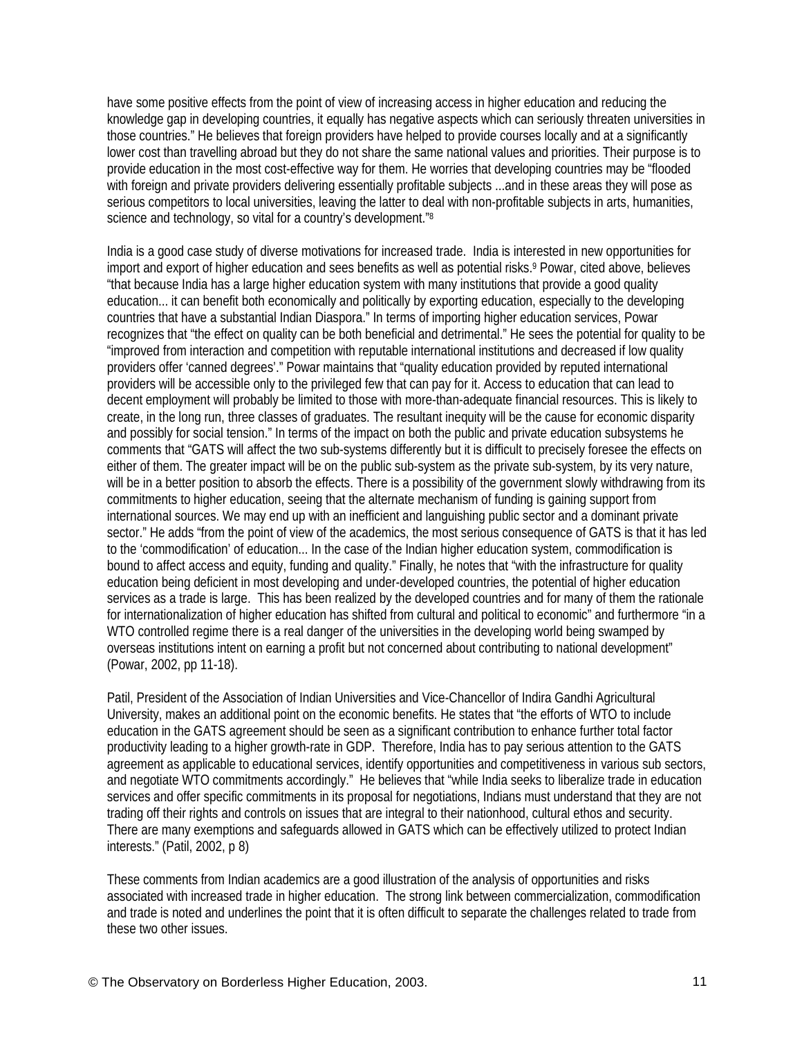have some positive effects from the point of view of increasing access in higher education and reducing the knowledge gap in developing countries, it equally has negative aspects which can seriously threaten universities in those countries." He believes that foreign providers have helped to provide courses locally and at a significantly lower cost than travelling abroad but they do not share the same national values and priorities. Their purpose is to provide education in the most cost-effective way for them. He worries that developing countries may be "flooded with foreign and private providers delivering essentially profitable subjects ...and in these areas they will pose as serious competitors to local universities, leaving the latter to deal with non-profitable subjects in arts, humanities, science and technology, so vital for a country's development."[8]

India is a good case study of diverse motivations for increased trade. India is interested in new opportunities for import and export of higher education and sees benefits as well as potential risks.[9] Powar, cited above, believes "that because India has a large higher education system with many institutions that provide a good quality education... it can benefit both economically and politically by exporting education, especially to the developing countries that have a substantial Indian Diaspora." In terms of importing higher education services, Powar recognizes that "the effect on quality can be both beneficial and detrimental." He sees the potential for quality to be "improved from interaction and competition with reputable international institutions and decreased if low quality providers offer 'canned degrees'." Powar maintains that "quality education provided by reputed international providers will be accessible only to the privileged few that can pay for it. Access to education that can lead to decent employment will probably be limited to those with more-than-adequate financial resources. This is likely to create, in the long run, three classes of graduates. The resultant inequity will be the cause for economic disparity and possibly for social tension." In terms of the impact on both the public and private education subsystems he comments that "GATS will affect the two sub-systems differently but it is difficult to precisely foresee the effects on either of them. The greater impact will be on the public sub-system as the private sub-system, by its very nature, will be in a better position to absorb the effects. There is a possibility of the government slowly withdrawing from its commitments to higher education, seeing that the alternate mechanism of funding is gaining support from international sources. We may end up with an inefficient and languishing public sector and a dominant private sector." He adds "from the point of view of the academics, the most serious consequence of GATS is that it has led to the 'commodification' of education... In the case of the Indian higher education system, commodification is bound to affect access and equity, funding and quality." Finally, he notes that "with the infrastructure for quality education being deficient in most developing and under-developed countries, the potential of higher education services as a trade is large. This has been realized by the developed countries and for many of them the rationale for internationalization of higher education has shifted from cultural and political to economic" and furthermore "in a WTO controlled regime there is a real danger of the universities in the developing world being swamped by overseas institutions intent on earning a profit but not concerned about contributing to national development" (Powar, 2002, pp 11-18).

Patil, President of the Association of Indian Universities and Vice-Chancellor of Indira Gandhi Agricultural University, makes an additional point on the economic benefits. He states that "the efforts of WTO to include education in the GATS agreement should be seen as a significant contribution to enhance further total factor productivity leading to a higher growth-rate in GDP. Therefore, India has to pay serious attention to the GATS agreement as applicable to educational services, identify opportunities and competitiveness in various sub sectors, and negotiate WTO commitments accordingly." He believes that "while India seeks to liberalize trade in education services and offer specific commitments in its proposal for negotiations, Indians must understand that they are not trading off their rights and controls on issues that are integral to their nationhood, cultural ethos and security. There are many exemptions and safeguards allowed in GATS which can be effectively utilized to protect Indian interests." (Patil, 2002, p 8)

These comments from Indian academics are a good illustration of the analysis of opportunities and risks associated with increased trade in higher education. The strong link between commercialization, commodification and trade is noted and underlines the point that it is often difficult to separate the challenges related to trade from these two other issues.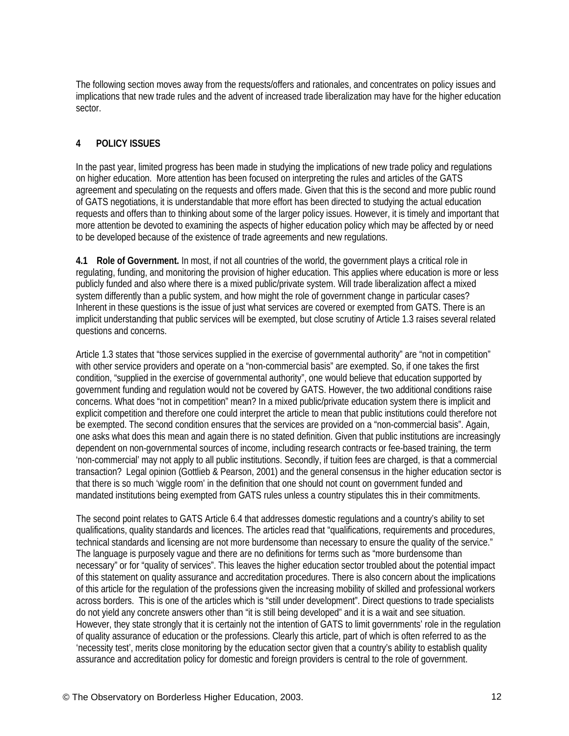The following section moves away from the requests/offers and rationales, and concentrates on policy issues and implications that new trade rules and the advent of increased trade liberalization may have for the higher education sector.

## 4 POLICY ISSUES

In the past year, limited progress has been made in studying the implications of new trade policy and regulations on higher education. More attention has been focused on interpreting the rules and articles of the GATS agreement and speculating on the requests and offers made. Given that this is the second and more public round of GATS negotiations, it is understandable that more effort has been directed to studying the actual education requests and offers than to thinking about some of the larger policy issues. However, it is timely and important that more attention be devoted to examining the aspects of higher education policy which may be affected by or need to be developed because of the existence of trade agreements and new regulations.

**4.1 Role of Government.** In most, if not all countries of the world, the government plays a critical role in regulating, funding, and monitoring the provision of higher education. This applies where education is more or less publicly funded and also where there is a mixed public/private system. Will trade liberalization affect a mixed system differently than a public system, and how might the role of government change in particular cases? Inherent in these questions is the issue of just what services are covered or exempted from GATS. There is an implicit understanding that public services will be exempted, but close scrutiny of Article 1.3 raises several related questions and concerns.

Article 1.3 states that "those services supplied in the exercise of governmental authority" are "not in competition" with other service providers and operate on a "non-commercial basis" are exempted. So, if one takes the first condition, "supplied in the exercise of governmental authority", one would believe that education supported by government funding and regulation would not be covered by GATS. However, the two additional conditions raise concerns. What does "not in competition" mean? In a mixed public/private education system there is implicit and explicit competition and therefore one could interpret the article to mean that public institutions could therefore not be exempted. The second condition ensures that the services are provided on a "non-commercial basis". Again, one asks what does this mean and again there is no stated definition. Given that public institutions are increasingly dependent on non-governmental sources of income, including research contracts or fee-based training, the term 'non-commercial' may not apply to all public institutions. Secondly, if tuition fees are charged, is that a commercial transaction? Legal opinion (Gottlieb & Pearson, 2001) and the general consensus in the higher education sector is that there is so much 'wiggle room' in the definition that one should not count on government funded and mandated institutions being exempted from GATS rules unless a country stipulates this in their commitments.

The second point relates to GATS Article 6.4 that addresses domestic regulations and a country's ability to set qualifications, quality standards and licences. The articles read that "qualifications, requirements and procedures, technical standards and licensing are not more burdensome than necessary to ensure the quality of the service." The language is purposely vague and there are no definitions for terms such as "more burdensome than necessary" or for "quality of services". This leaves the higher education sector troubled about the potential impact of this statement on quality assurance and accreditation procedures. There is also concern about the implications of this article for the regulation of the professions given the increasing mobility of skilled and professional workers across borders. This is one of the articles which is "still under development". Direct questions to trade specialists do not yield any concrete answers other than "it is still being developed" and it is a wait and see situation. However, they state strongly that it is certainly not the intention of GATS to limit governments' role in the regulation of quality assurance of education or the professions. Clearly this article, part of which is often referred to as the 'necessity test', merits close monitoring by the education sector given that a country's ability to establish quality assurance and accreditation policy for domestic and foreign providers is central to the role of government.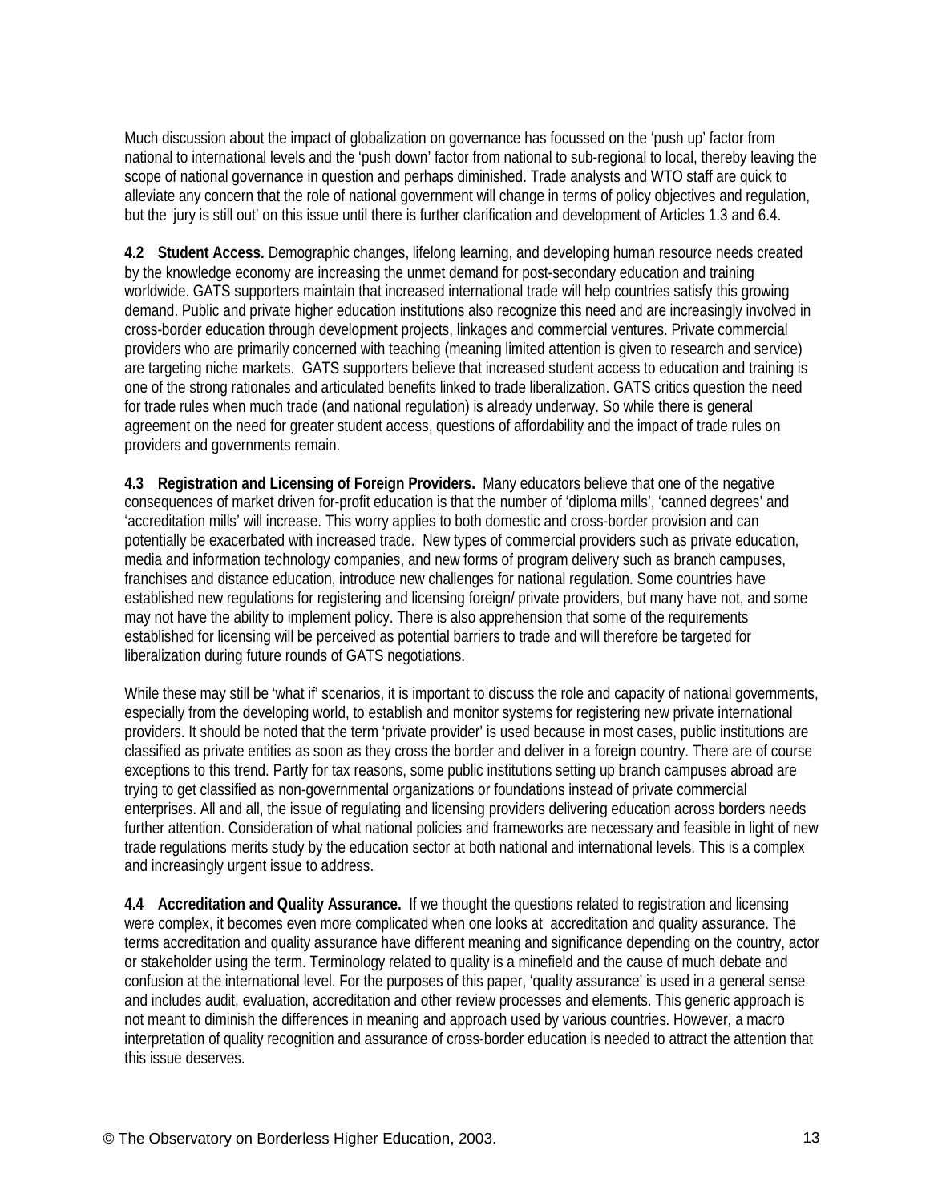Much discussion about the impact of globalization on governance has focussed on the 'push up' factor from national to international levels and the 'push down' factor from national to sub-regional to local, thereby leaving the scope of national governance in question and perhaps diminished. Trade analysts and WTO staff are quick to alleviate any concern that the role of national government will change in terms of policy objectives and regulation, but the 'jury is still out' on this issue until there is further clarification and development of Articles 1.3 and 6.4.

**4.2 Student Access.** Demographic changes, lifelong learning, and developing human resource needs created by the knowledge economy are increasing the unmet demand for post-secondary education and training worldwide. GATS supporters maintain that increased international trade will help countries satisfy this growing demand. Public and private higher education institutions also recognize this need and are increasingly involved in cross-border education through development projects, linkages and commercial ventures. Private commercial providers who are primarily concerned with teaching (meaning limited attention is given to research and service) are targeting niche markets. GATS supporters believe that increased student access to education and training is one of the strong rationales and articulated benefits linked to trade liberalization. GATS critics question the need for trade rules when much trade (and national regulation) is already underway. So while there is general agreement on the need for greater student access, questions of affordability and the impact of trade rules on providers and governments remain.

**4.3 Registration and Licensing of Foreign Providers.** Many educators believe that one of the negative consequences of market driven for-profit education is that the number of 'diploma mills', 'canned degrees' and 'accreditation mills' will increase. This worry applies to both domestic and cross-border provision and can potentially be exacerbated with increased trade. New types of commercial providers such as private education, media and information technology companies, and new forms of program delivery such as branch campuses, franchises and distance education, introduce new challenges for national regulation. Some countries have established new regulations for registering and licensing foreign/ private providers, but many have not, and some may not have the ability to implement policy. There is also apprehension that some of the requirements established for licensing will be perceived as potential barriers to trade and will therefore be targeted for liberalization during future rounds of GATS negotiations.

While these may still be 'what if' scenarios, it is important to discuss the role and capacity of national governments, especially from the developing world, to establish and monitor systems for registering new private international providers. It should be noted that the term 'private provider' is used because in most cases, public institutions are classified as private entities as soon as they cross the border and deliver in a foreign country. There are of course exceptions to this trend. Partly for tax reasons, some public institutions setting up branch campuses abroad are trying to get classified as non-governmental organizations or foundations instead of private commercial enterprises. All and all, the issue of regulating and licensing providers delivering education across borders needs further attention. Consideration of what national policies and frameworks are necessary and feasible in light of new trade regulations merits study by the education sector at both national and international levels. This is a complex and increasingly urgent issue to address.

**4.4 Accreditation and Quality Assurance.** If we thought the questions related to registration and licensing were complex, it becomes even more complicated when one looks at accreditation and quality assurance. The terms accreditation and quality assurance have different meaning and significance depending on the country, actor or stakeholder using the term. Terminology related to quality is a minefield and the cause of much debate and confusion at the international level. For the purposes of this paper, 'quality assurance' is used in a general sense and includes audit, evaluation, accreditation and other review processes and elements. This generic approach is not meant to diminish the differences in meaning and approach used by various countries. However, a macro interpretation of quality recognition and assurance of cross-border education is needed to attract the attention that this issue deserves.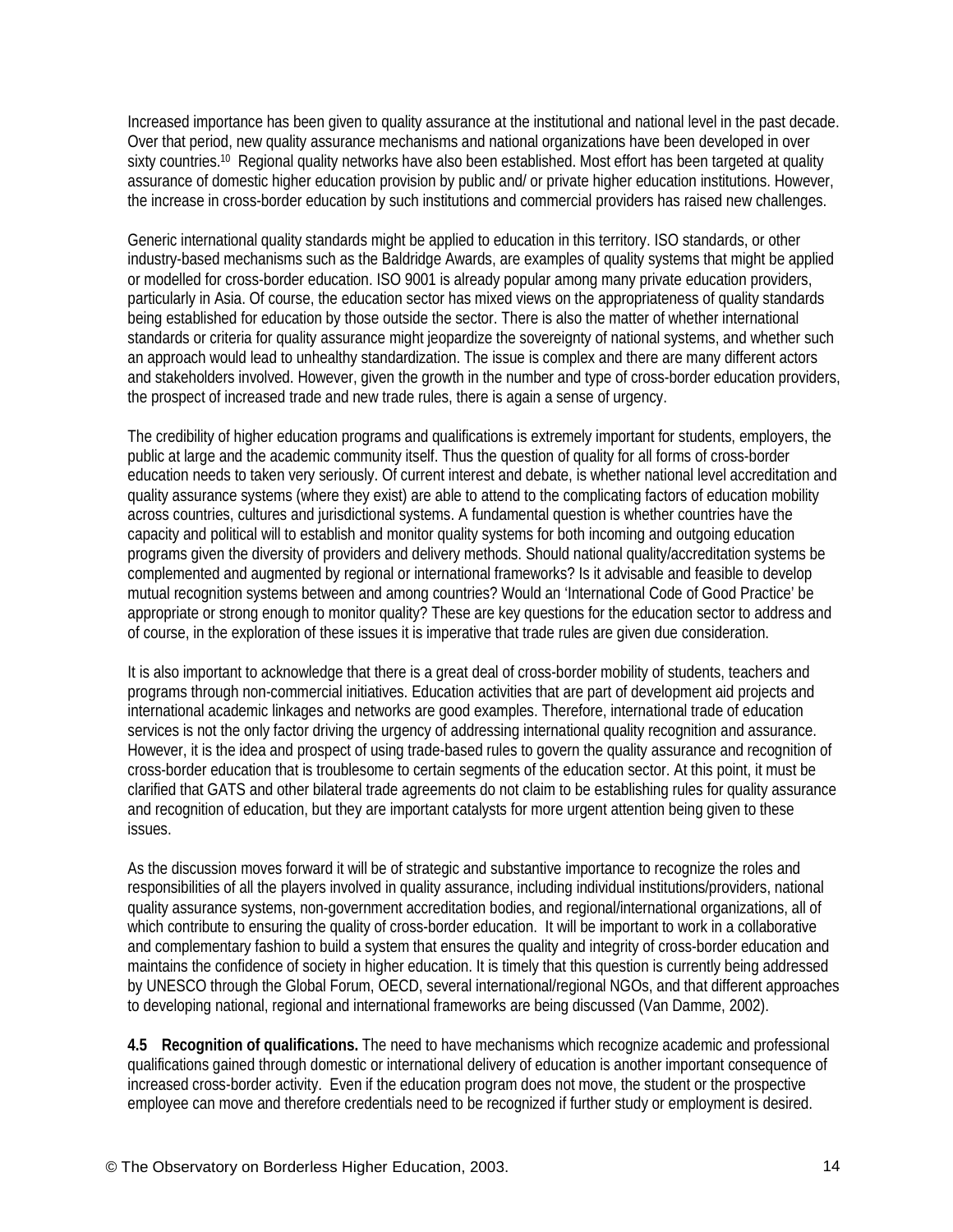Increased importance has been given to quality assurance at the institutional and national level in the past decade. Over that period, new quality assurance mechanisms and national organizations have been developed in over sixty countries.[10] Regional quality networks have also been established. Most effort has been targeted at quality assurance of domestic higher education provision by public and/ or private higher education institutions. However, the increase in cross-border education by such institutions and commercial providers has raised new challenges.

Generic international quality standards might be applied to education in this territory. ISO standards, or other industry-based mechanisms such as the Baldridge Awards, are examples of quality systems that might be applied or modelled for cross-border education. ISO 9001 is already popular among many private education providers, particularly in Asia. Of course, the education sector has mixed views on the appropriateness of quality standards being established for education by those outside the sector. There is also the matter of whether international standards or criteria for quality assurance might jeopardize the sovereignty of national systems, and whether such an approach would lead to unhealthy standardization. The issue is complex and there are many different actors and stakeholders involved. However, given the growth in the number and type of cross-border education providers, the prospect of increased trade and new trade rules, there is again a sense of urgency.

The credibility of higher education programs and qualifications is extremely important for students, employers, the public at large and the academic community itself. Thus the question of quality for all forms of cross-border education needs to taken very seriously. Of current interest and debate, is whether national level accreditation and quality assurance systems (where they exist) are able to attend to the complicating factors of education mobility across countries, cultures and jurisdictional systems. A fundamental question is whether countries have the capacity and political will to establish and monitor quality systems for both incoming and outgoing education programs given the diversity of providers and delivery methods. Should national quality/accreditation systems be complemented and augmented by regional or international frameworks? Is it advisable and feasible to develop mutual recognition systems between and among countries? Would an 'International Code of Good Practice' be appropriate or strong enough to monitor quality? These are key questions for the education sector to address and of course, in the exploration of these issues it is imperative that trade rules are given due consideration.

It is also important to acknowledge that there is a great deal of cross-border mobility of students, teachers and programs through non-commercial initiatives. Education activities that are part of development aid projects and international academic linkages and networks are good examples. Therefore, international trade of education services is not the only factor driving the urgency of addressing international quality recognition and assurance. However, it is the idea and prospect of using trade-based rules to govern the quality assurance and recognition of cross-border education that is troublesome to certain segments of the education sector. At this point, it must be clarified that GATS and other bilateral trade agreements do not claim to be establishing rules for quality assurance and recognition of education, but they are important catalysts for more urgent attention being given to these issues.

As the discussion moves forward it will be of strategic and substantive importance to recognize the roles and responsibilities of all the players involved in quality assurance, including individual institutions/providers, national quality assurance systems, non-government accreditation bodies, and regional/international organizations, all of which contribute to ensuring the quality of cross-border education. It will be important to work in a collaborative and complementary fashion to build a system that ensures the quality and integrity of cross-border education and maintains the confidence of society in higher education. It is timely that this question is currently being addressed by UNESCO through the Global Forum, OECD, several international/regional NGOs, and that different approaches to developing national, regional and international frameworks are being discussed (Van Damme, 2002).

**4.5 Recognition of qualifications.** The need to have mechanisms which recognize academic and professional qualifications gained through domestic or international delivery of education is another important consequence of increased cross-border activity. Even if the education program does not move, the student or the prospective employee can move and therefore credentials need to be recognized if further study or employment is desired.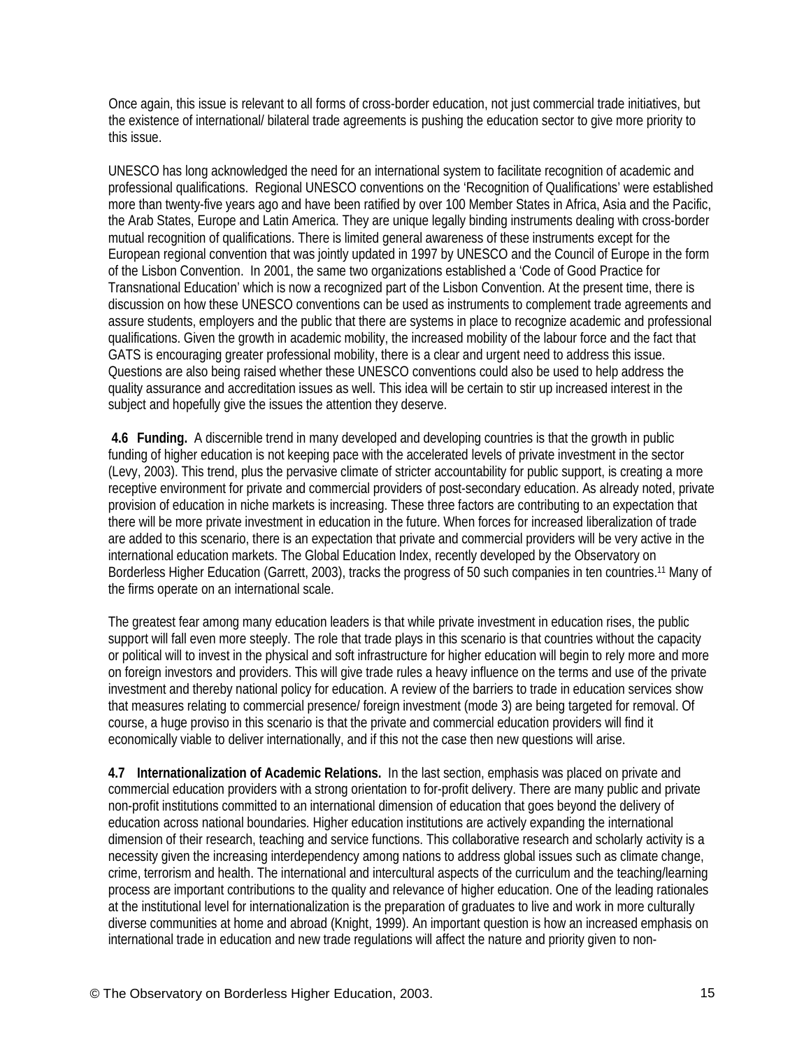Once again, this issue is relevant to all forms of cross-border education, not just commercial trade initiatives, but the existence of international/ bilateral trade agreements is pushing the education sector to give more priority to this issue.

UNESCO has long acknowledged the need for an international system to facilitate recognition of academic and professional qualifications. Regional UNESCO conventions on the 'Recognition of Qualifications' were established more than twenty-five years ago and have been ratified by over 100 Member States in Africa, Asia and the Pacific, the Arab States, Europe and Latin America. They are unique legally binding instruments dealing with cross-border mutual recognition of qualifications. There is limited general awareness of these instruments except for the European regional convention that was jointly updated in 1997 by UNESCO and the Council of Europe in the form of the Lisbon Convention. In 2001, the same two organizations established a 'Code of Good Practice for Transnational Education' which is now a recognized part of the Lisbon Convention. At the present time, there is discussion on how these UNESCO conventions can be used as instruments to complement trade agreements and assure students, employers and the public that there are systems in place to recognize academic and professional qualifications. Given the growth in academic mobility, the increased mobility of the labour force and the fact that GATS is encouraging greater professional mobility, there is a clear and urgent need to address this issue. Questions are also being raised whether these UNESCO conventions could also be used to help address the quality assurance and accreditation issues as well. This idea will be certain to stir up increased interest in the subject and hopefully give the issues the attention they deserve.

**4.6 Funding.** A discernible trend in many developed and developing countries is that the growth in public funding of higher education is not keeping pace with the accelerated levels of private investment in the sector (Levy, 2003). This trend, plus the pervasive climate of stricter accountability for public support, is creating a more receptive environment for private and commercial providers of post-secondary education. As already noted, private provision of education in niche markets is increasing. These three factors are contributing to an expectation that there will be more private investment in education in the future. When forces for increased liberalization of trade are added to this scenario, there is an expectation that private and commercial providers will be very active in the international education markets. The Global Education Index, recently developed by the Observatory on Borderless Higher Education (Garrett, 2003), tracks the progress of 50 such companies in ten countries.[11] Many of the firms operate on an international scale.

The greatest fear among many education leaders is that while private investment in education rises, the public support will fall even more steeply. The role that trade plays in this scenario is that countries without the capacity or political will to invest in the physical and soft infrastructure for higher education will begin to rely more and more on foreign investors and providers. This will give trade rules a heavy influence on the terms and use of the private investment and thereby national policy for education. A review of the barriers to trade in education services show that measures relating to commercial presence/ foreign investment (mode 3) are being targeted for removal. Of course, a huge proviso in this scenario is that the private and commercial education providers will find it economically viable to deliver internationally, and if this not the case then new questions will arise.

**4.7 Internationalization of Academic Relations.** In the last section, emphasis was placed on private and commercial education providers with a strong orientation to for-profit delivery. There are many public and private non-profit institutions committed to an international dimension of education that goes beyond the delivery of education across national boundaries. Higher education institutions are actively expanding the international dimension of their research, teaching and service functions. This collaborative research and scholarly activity is a necessity given the increasing interdependency among nations to address global issues such as climate change, crime, terrorism and health. The international and intercultural aspects of the curriculum and the teaching/learning process are important contributions to the quality and relevance of higher education. One of the leading rationales at the institutional level for internationalization is the preparation of graduates to live and work in more culturally diverse communities at home and abroad (Knight, 1999). An important question is how an increased emphasis on international trade in education and new trade regulations will affect the nature and priority given to non-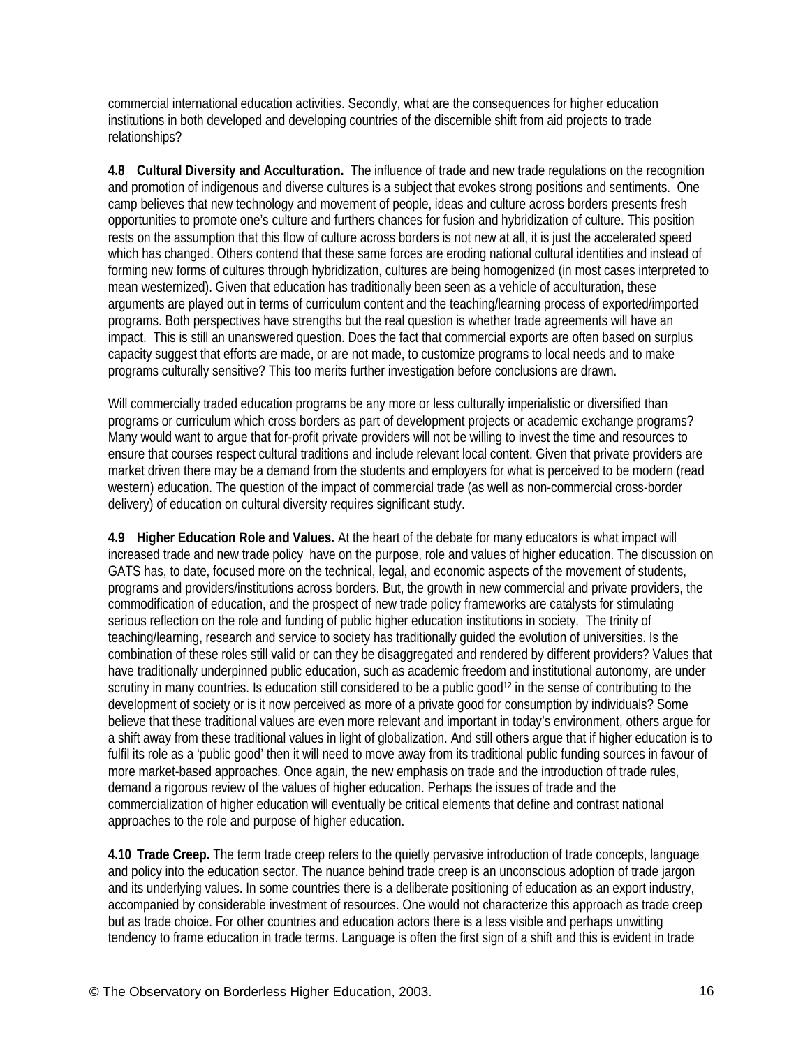commercial international education activities. Secondly, what are the consequences for higher education institutions in both developed and developing countries of the discernible shift from aid projects to trade relationships?

**4.8 Cultural Diversity and Acculturation.** The influence of trade and new trade regulations on the recognition and promotion of indigenous and diverse cultures is a subject that evokes strong positions and sentiments. One camp believes that new technology and movement of people, ideas and culture across borders presents fresh opportunities to promote one's culture and furthers chances for fusion and hybridization of culture. This position rests on the assumption that this flow of culture across borders is not new at all, it is just the accelerated speed which has changed. Others contend that these same forces are eroding national cultural identities and instead of forming new forms of cultures through hybridization, cultures are being homogenized (in most cases interpreted to mean westernized). Given that education has traditionally been seen as a vehicle of acculturation, these arguments are played out in terms of curriculum content and the teaching/learning process of exported/imported programs. Both perspectives have strengths but the real question is whether trade agreements will have an impact. This is still an unanswered question. Does the fact that commercial exports are often based on surplus capacity suggest that efforts are made, or are not made, to customize programs to local needs and to make programs culturally sensitive? This too merits further investigation before conclusions are drawn.

Will commercially traded education programs be any more or less culturally imperialistic or diversified than programs or curriculum which cross borders as part of development projects or academic exchange programs? Many would want to argue that for-profit private providers will not be willing to invest the time and resources to ensure that courses respect cultural traditions and include relevant local content. Given that private providers are market driven there may be a demand from the students and employers for what is perceived to be modern (read western) education. The question of the impact of commercial trade (as well as non-commercial cross-border delivery) of education on cultural diversity requires significant study.

**4.9 Higher Education Role and Values.** At the heart of the debate for many educators is what impact will increased trade and new trade policy have on the purpose, role and values of higher education. The discussion on GATS has, to date, focused more on the technical, legal, and economic aspects of the movement of students, programs and providers/institutions across borders. But, the growth in new commercial and private providers, the commodification of education, and the prospect of new trade policy frameworks are catalysts for stimulating serious reflection on the role and funding of public higher education institutions in society. The trinity of teaching/learning, research and service to society has traditionally guided the evolution of universities. Is the combination of these roles still valid or can they be disaggregated and rendered by different providers? Values that have traditionally underpinned public education, such as academic freedom and institutional autonomy, are under scrutiny in many countries. Is education still considered to be a public good[12] in the sense of contributing to the development of society or is it now perceived as more of a private good for consumption by individuals? Some believe that these traditional values are even more relevant and important in today's environment, others argue for a shift away from these traditional values in light of globalization. And still others argue that if higher education is to fulfil its role as a 'public good' then it will need to move away from its traditional public funding sources in favour of more market-based approaches. Once again, the new emphasis on trade and the introduction of trade rules, demand a rigorous review of the values of higher education. Perhaps the issues of trade and the commercialization of higher education will eventually be critical elements that define and contrast national approaches to the role and purpose of higher education.

**4.10 Trade Creep.** The term trade creep refers to the quietly pervasive introduction of trade concepts, language and policy into the education sector. The nuance behind trade creep is an unconscious adoption of trade jargon and its underlying values. In some countries there is a deliberate positioning of education as an export industry, accompanied by considerable investment of resources. One would not characterize this approach as trade creep but as trade choice. For other countries and education actors there is a less visible and perhaps unwitting tendency to frame education in trade terms. Language is often the first sign of a shift and this is evident in trade

© The Observatory on Borderless Higher Education, 2003.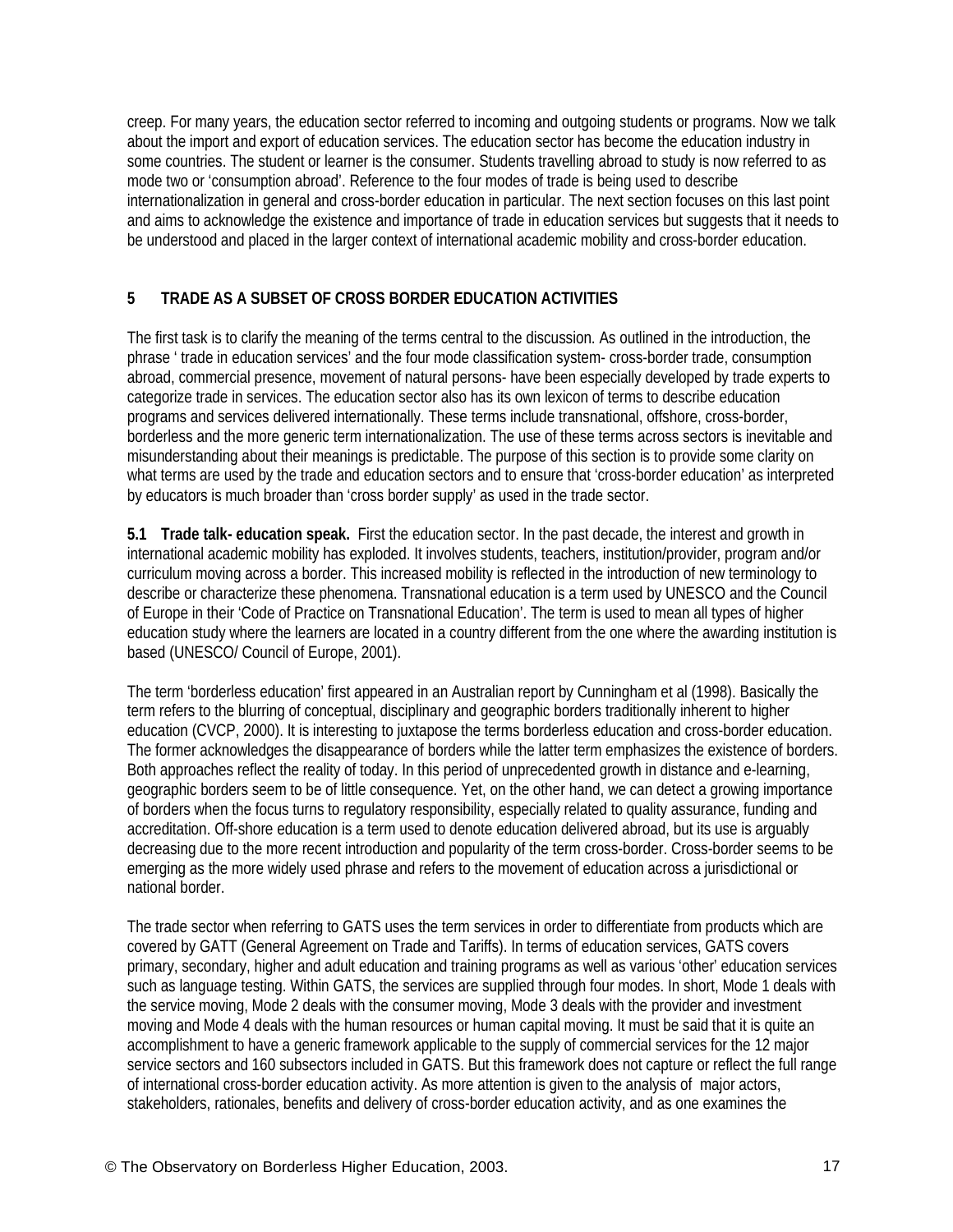creep. For many years, the education sector referred to incoming and outgoing students or programs. Now we talk about the import and export of education services. The education sector has become the education industry in some countries. The student or learner is the consumer. Students travelling abroad to study is now referred to as mode two or 'consumption abroad'. Reference to the four modes of trade is being used to describe internationalization in general and cross-border education in particular. The next section focuses on this last point and aims to acknowledge the existence and importance of trade in education services but suggests that it needs to be understood and placed in the larger context of international academic mobility and cross-border education.

## 5 TRADE AS A SUBSET OF CROSS BORDER EDUCATION ACTIVITIES

The first task is to clarify the meaning of the terms central to the discussion. As outlined in the introduction, the phrase ' trade in education services' and the four mode classification system- cross-border trade, consumption abroad, commercial presence, movement of natural persons- have been especially developed by trade experts to categorize trade in services. The education sector also has its own lexicon of terms to describe education programs and services delivered internationally. These terms include transnational, offshore, cross-border, borderless and the more generic term internationalization. The use of these terms across sectors is inevitable and misunderstanding about their meanings is predictable. The purpose of this section is to provide some clarity on what terms are used by the trade and education sectors and to ensure that 'cross-border education' as interpreted by educators is much broader than 'cross border supply' as used in the trade sector.

**5.1 Trade talk- education speak.** First the education sector. In the past decade, the interest and growth in international academic mobility has exploded. It involves students, teachers, institution/provider, program and/or curriculum moving across a border. This increased mobility is reflected in the introduction of new terminology to describe or characterize these phenomena. Transnational education is a term used by UNESCO and the Council of Europe in their 'Code of Practice on Transnational Education'. The term is used to mean all types of higher education study where the learners are located in a country different from the one where the awarding institution is based (UNESCO/ Council of Europe, 2001).

The term 'borderless education' first appeared in an Australian report by Cunningham et al (1998). Basically the term refers to the blurring of conceptual, disciplinary and geographic borders traditionally inherent to higher education (CVCP, 2000). It is interesting to juxtapose the terms borderless education and cross-border education. The former acknowledges the disappearance of borders while the latter term emphasizes the existence of borders. Both approaches reflect the reality of today. In this period of unprecedented growth in distance and e-learning, geographic borders seem to be of little consequence. Yet, on the other hand, we can detect a growing importance of borders when the focus turns to regulatory responsibility, especially related to quality assurance, funding and accreditation. Off-shore education is a term used to denote education delivered abroad, but its use is arguably decreasing due to the more recent introduction and popularity of the term cross-border. Cross-border seems to be emerging as the more widely used phrase and refers to the movement of education across a jurisdictional or national border.

The trade sector when referring to GATS uses the term services in order to differentiate from products which are covered by GATT (General Agreement on Trade and Tariffs). In terms of education services, GATS covers primary, secondary, higher and adult education and training programs as well as various 'other' education services such as language testing. Within GATS, the services are supplied through four modes. In short, Mode 1 deals with the service moving, Mode 2 deals with the consumer moving, Mode 3 deals with the provider and investment moving and Mode 4 deals with the human resources or human capital moving. It must be said that it is quite an accomplishment to have a generic framework applicable to the supply of commercial services for the 12 major service sectors and 160 subsectors included in GATS. But this framework does not capture or reflect the full range of international cross-border education activity. As more attention is given to the analysis of major actors, stakeholders, rationales, benefits and delivery of cross-border education activity, and as one examines the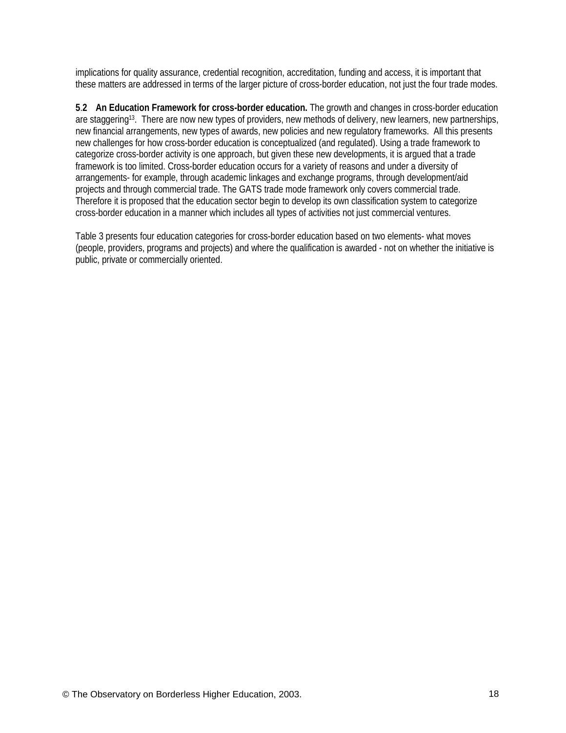implications for quality assurance, credential recognition, accreditation, funding and access, it is important that these matters are addressed in terms of the larger picture of cross-border education, not just the four trade modes.

**5.2 An Education Framework for cross-border education.** The growth and changes in cross-border education are staggering[13]. There are now new types of providers, new methods of delivery, new learners, new partnerships, new financial arrangements, new types of awards, new policies and new regulatory frameworks. All this presents new challenges for how cross-border education is conceptualized (and regulated). Using a trade framework to categorize cross-border activity is one approach, but given these new developments, it is argued that a trade framework is too limited. Cross-border education occurs for a variety of reasons and under a diversity of arrangements- for example, through academic linkages and exchange programs, through development/aid projects and through commercial trade. The GATS trade mode framework only covers commercial trade. Therefore it is proposed that the education sector begin to develop its own classification system to categorize cross-border education in a manner which includes all types of activities not just commercial ventures.

Table 3 presents four education categories for cross-border education based on two elements- what moves (people, providers, programs and projects) and where the qualification is awarded - not on whether the initiative is public, private or commercially oriented.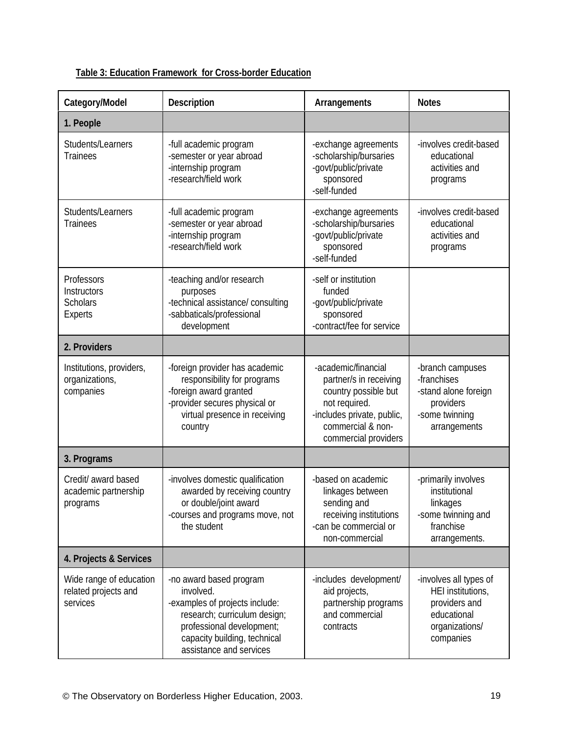**Table 3: Education Framework for Cross-border Education**

| Category/Model | Description | Arrangements | Notes |
|---|---|---|---|
| **1. People** | | | |
| Students/Learners<br>Trainees | -full academic program<br>-semester or year abroad<br>-internship program<br>-research/field work | -exchange agreements<br>-scholarship/bursaries<br>-govt/public/private sponsored<br>-self-funded | -involves credit-based educational activities and programs |
| Students/Learners<br>Trainees | -full academic program<br>-semester or year abroad<br>-internship program<br>-research/field work | -exchange agreements<br>-scholarship/bursaries<br>-govt/public/private sponsored<br>-self-funded | -involves credit-based educational activities and programs |
| Professors<br>Instructors<br>Scholars<br>Experts | -teaching and/or research purposes<br>-technical assistance/ consulting<br>-sabbaticals/professional development | -self or institution funded<br>-govt/public/private sponsored<br>-contract/fee for service | |
| **2. Providers** | | | |
| Institutions, providers, organizations, companies | -foreign provider has academic responsibility for programs<br>-foreign award granted<br>-provider secures physical or virtual presence in receiving country | -academic/financial partner/s in receiving country possible but not required.<br>-includes private, public, commercial & non-commercial providers | -branch campuses<br>-franchises<br>-stand alone foreign providers<br>-some twinning arrangements |
| **3. Programs** | | | |
| Credit/ award based academic partnership programs | -involves domestic qualification awarded by receiving country or double/joint award<br>-courses and programs move, not the student | -based on academic linkages between sending and receiving institutions<br>-can be commercial or non-commercial | -primarily involves institutional linkages<br>-some twinning and franchise arrangements. |
| **4. Projects & Services** | | | |
| Wide range of education related projects and services | -no award based program involved.<br>-examples of projects include: research; curriculum design; professional development; capacity building, technical assistance and services | -includes development/ aid projects, partnership programs and commercial contracts | -involves all types of HEI institutions, providers and educational organizations/ companies |

© The Observatory on Borderless Higher Education, 2003.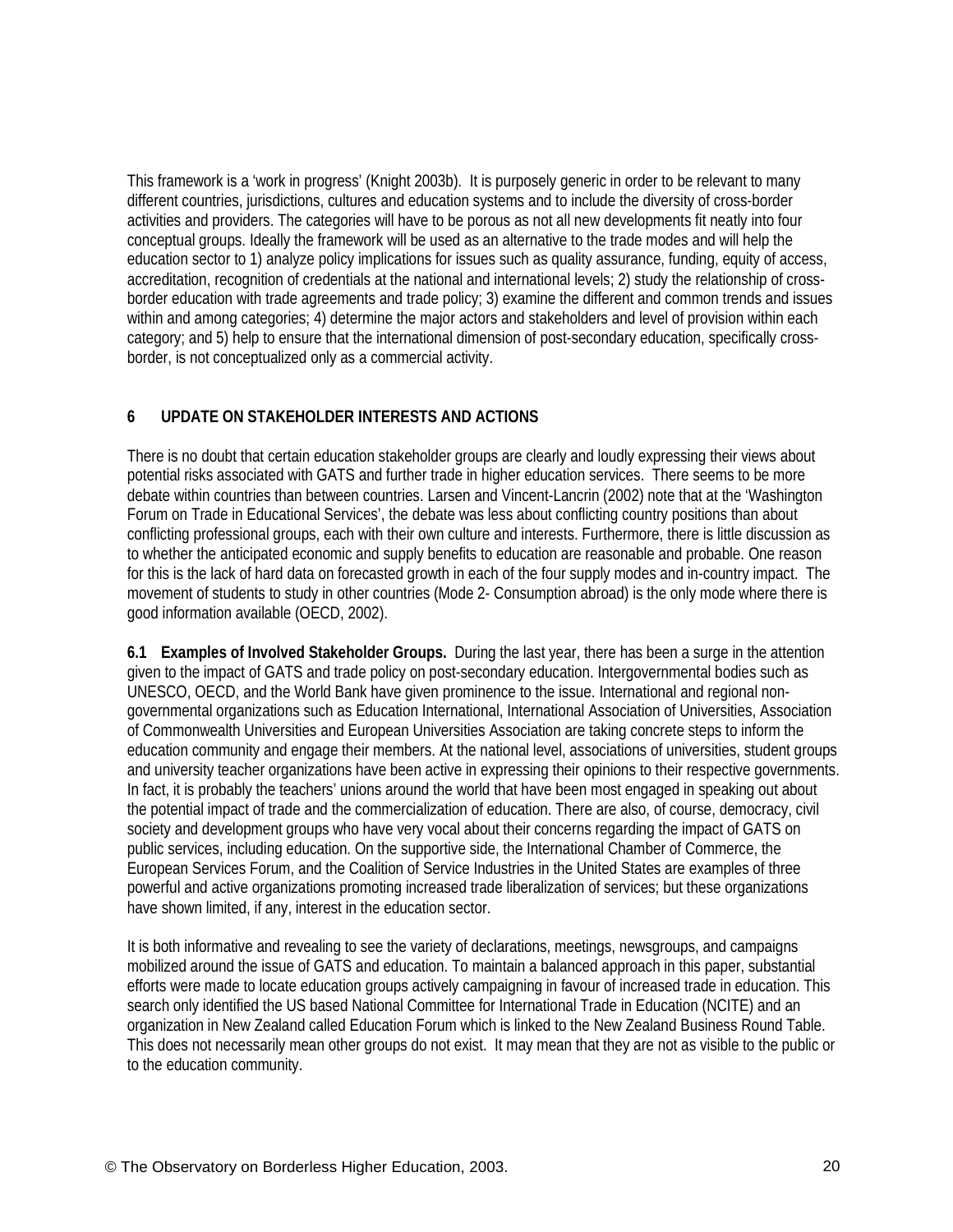This framework is a 'work in progress' (Knight 2003b). It is purposely generic in order to be relevant to many different countries, jurisdictions, cultures and education systems and to include the diversity of cross-border activities and providers. The categories will have to be porous as not all new developments fit neatly into four conceptual groups. Ideally the framework will be used as an alternative to the trade modes and will help the education sector to 1) analyze policy implications for issues such as quality assurance, funding, equity of access, accreditation, recognition of credentials at the national and international levels; 2) study the relationship of cross-border education with trade agreements and trade policy; 3) examine the different and common trends and issues within and among categories; 4) determine the major actors and stakeholders and level of provision within each category; and 5) help to ensure that the international dimension of post-secondary education, specifically cross-border, is not conceptualized only as a commercial activity.

## 6 UPDATE ON STAKEHOLDER INTERESTS AND ACTIONS

There is no doubt that certain education stakeholder groups are clearly and loudly expressing their views about potential risks associated with GATS and further trade in higher education services. There seems to be more debate within countries than between countries. Larsen and Vincent-Lancrin (2002) note that at the 'Washington Forum on Trade in Educational Services', the debate was less about conflicting country positions than about conflicting professional groups, each with their own culture and interests. Furthermore, there is little discussion as to whether the anticipated economic and supply benefits to education are reasonable and probable. One reason for this is the lack of hard data on forecasted growth in each of the four supply modes and in-country impact. The movement of students to study in other countries (Mode 2- Consumption abroad) is the only mode where there is good information available (OECD, 2002).

**6.1 Examples of Involved Stakeholder Groups.** During the last year, there has been a surge in the attention given to the impact of GATS and trade policy on post-secondary education. Intergovernmental bodies such as UNESCO, OECD, and the World Bank have given prominence to the issue. International and regional non-governmental organizations such as Education International, International Association of Universities, Association of Commonwealth Universities and European Universities Association are taking concrete steps to inform the education community and engage their members. At the national level, associations of universities, student groups and university teacher organizations have been active in expressing their opinions to their respective governments. In fact, it is probably the teachers' unions around the world that have been most engaged in speaking out about the potential impact of trade and the commercialization of education. There are also, of course, democracy, civil society and development groups who have very vocal about their concerns regarding the impact of GATS on public services, including education. On the supportive side, the International Chamber of Commerce, the European Services Forum, and the Coalition of Service Industries in the United States are examples of three powerful and active organizations promoting increased trade liberalization of services; but these organizations have shown limited, if any, interest in the education sector.

It is both informative and revealing to see the variety of declarations, meetings, newsgroups, and campaigns mobilized around the issue of GATS and education. To maintain a balanced approach in this paper, substantial efforts were made to locate education groups actively campaigning in favour of increased trade in education. This search only identified the US based National Committee for International Trade in Education (NCITE) and an organization in New Zealand called Education Forum which is linked to the New Zealand Business Round Table. This does not necessarily mean other groups do not exist. It may mean that they are not as visible to the public or to the education community.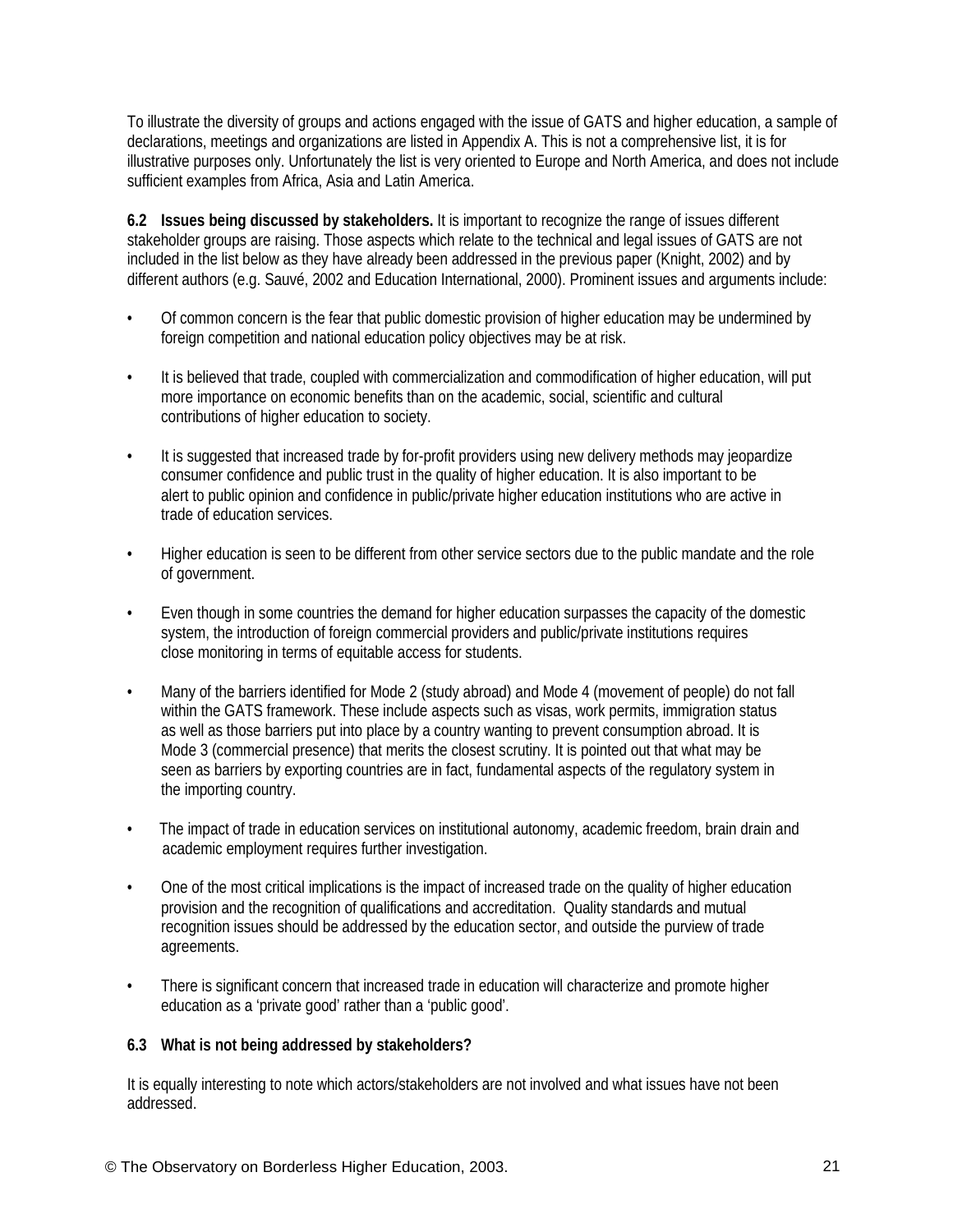To illustrate the diversity of groups and actions engaged with the issue of GATS and higher education, a sample of declarations, meetings and organizations are listed in Appendix A. This is not a comprehensive list, it is for illustrative purposes only. Unfortunately the list is very oriented to Europe and North America, and does not include sufficient examples from Africa, Asia and Latin America.

**6.2 Issues being discussed by stakeholders.** It is important to recognize the range of issues different stakeholder groups are raising. Those aspects which relate to the technical and legal issues of GATS are not included in the list below as they have already been addressed in the previous paper (Knight, 2002) and by different authors (e.g. Sauvé, 2002 and Education International, 2000). Prominent issues and arguments include:

- Of common concern is the fear that public domestic provision of higher education may be undermined by foreign competition and national education policy objectives may be at risk.
- It is believed that trade, coupled with commercialization and commodification of higher education, will put more importance on economic benefits than on the academic, social, scientific and cultural contributions of higher education to society.
- It is suggested that increased trade by for-profit providers using new delivery methods may jeopardize consumer confidence and public trust in the quality of higher education. It is also important to be alert to public opinion and confidence in public/private higher education institutions who are active in trade of education services.
- Higher education is seen to be different from other service sectors due to the public mandate and the role of government.
- Even though in some countries the demand for higher education surpasses the capacity of the domestic system, the introduction of foreign commercial providers and public/private institutions requires close monitoring in terms of equitable access for students.
- Many of the barriers identified for Mode 2 (study abroad) and Mode 4 (movement of people) do not fall within the GATS framework. These include aspects such as visas, work permits, immigration status as well as those barriers put into place by a country wanting to prevent consumption abroad. It is Mode 3 (commercial presence) that merits the closest scrutiny. It is pointed out that what may be seen as barriers by exporting countries are in fact, fundamental aspects of the regulatory system in the importing country.
- The impact of trade in education services on institutional autonomy, academic freedom, brain drain and academic employment requires further investigation.
- One of the most critical implications is the impact of increased trade on the quality of higher education provision and the recognition of qualifications and accreditation. Quality standards and mutual recognition issues should be addressed by the education sector, and outside the purview of trade agreements.
- There is significant concern that increased trade in education will characterize and promote higher education as a 'private good' rather than a 'public good'.

**6.3 What is not being addressed by stakeholders?**

It is equally interesting to note which actors/stakeholders are not involved and what issues have not been addressed.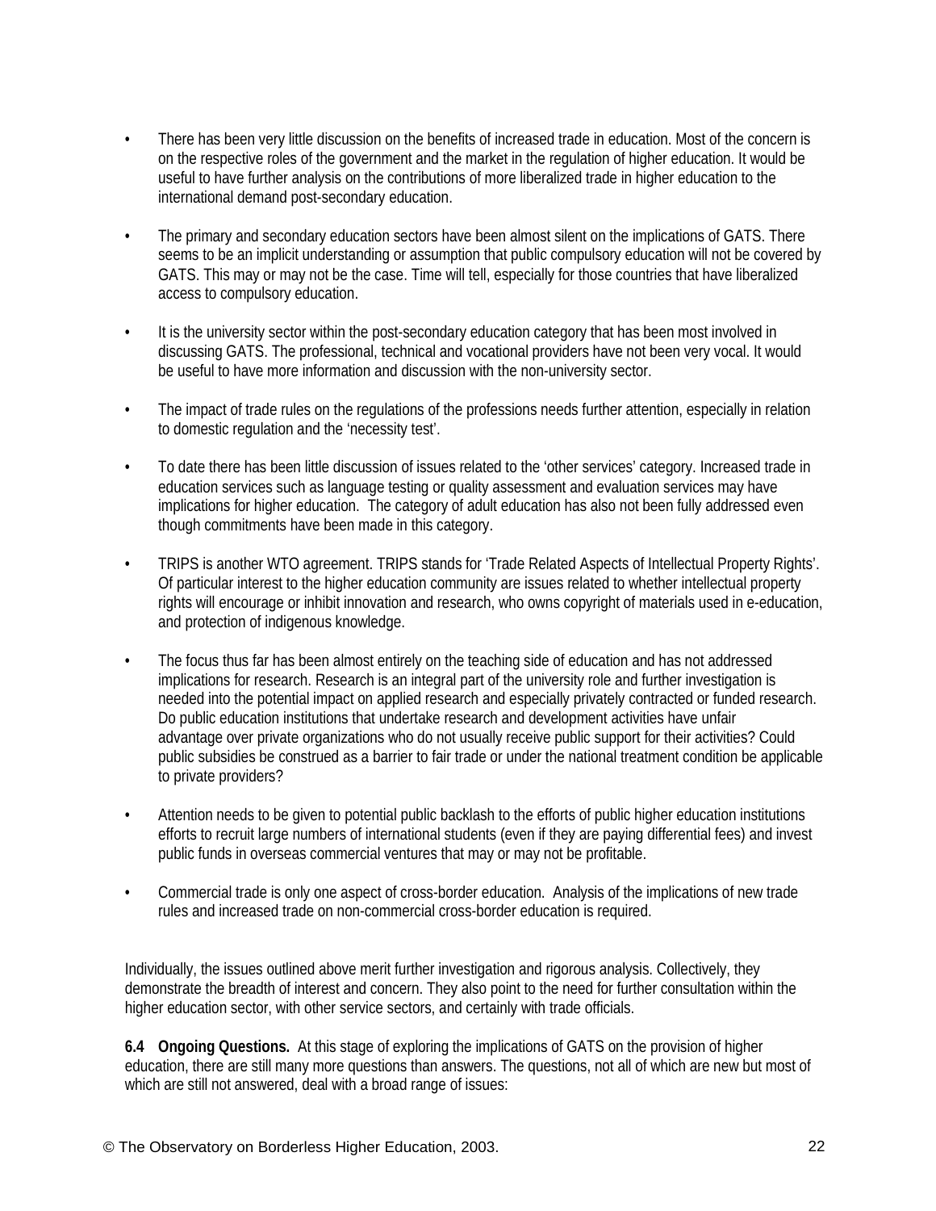- There has been very little discussion on the benefits of increased trade in education. Most of the concern is on the respective roles of the government and the market in the regulation of higher education. It would be useful to have further analysis on the contributions of more liberalized trade in higher education to the international demand post-secondary education.

- The primary and secondary education sectors have been almost silent on the implications of GATS. There seems to be an implicit understanding or assumption that public compulsory education will not be covered by GATS. This may or may not be the case. Time will tell, especially for those countries that have liberalized access to compulsory education.

- It is the university sector within the post-secondary education category that has been most involved in discussing GATS. The professional, technical and vocational providers have not been very vocal. It would be useful to have more information and discussion with the non-university sector.

- The impact of trade rules on the regulations of the professions needs further attention, especially in relation to domestic regulation and the 'necessity test'.

- To date there has been little discussion of issues related to the 'other services' category. Increased trade in education services such as language testing or quality assessment and evaluation services may have implications for higher education. The category of adult education has also not been fully addressed even though commitments have been made in this category.

- TRIPS is another WTO agreement. TRIPS stands for 'Trade Related Aspects of Intellectual Property Rights'. Of particular interest to the higher education community are issues related to whether intellectual property rights will encourage or inhibit innovation and research, who owns copyright of materials used in e-education, and protection of indigenous knowledge.

- The focus thus far has been almost entirely on the teaching side of education and has not addressed implications for research. Research is an integral part of the university role and further investigation is needed into the potential impact on applied research and especially privately contracted or funded research. Do public education institutions that undertake research and development activities have unfair advantage over private organizations who do not usually receive public support for their activities? Could public subsidies be construed as a barrier to fair trade or under the national treatment condition be applicable to private providers?

- Attention needs to be given to potential public backlash to the efforts of public higher education institutions efforts to recruit large numbers of international students (even if they are paying differential fees) and invest public funds in overseas commercial ventures that may or may not be profitable.

- Commercial trade is only one aspect of cross-border education. Analysis of the implications of new trade rules and increased trade on non-commercial cross-border education is required.

Individually, the issues outlined above merit further investigation and rigorous analysis. Collectively, they demonstrate the breadth of interest and concern. They also point to the need for further consultation within the higher education sector, with other service sectors, and certainly with trade officials.

**6.4 Ongoing Questions.** At this stage of exploring the implications of GATS on the provision of higher education, there are still many more questions than answers. The questions, not all of which are new but most of which are still not answered, deal with a broad range of issues: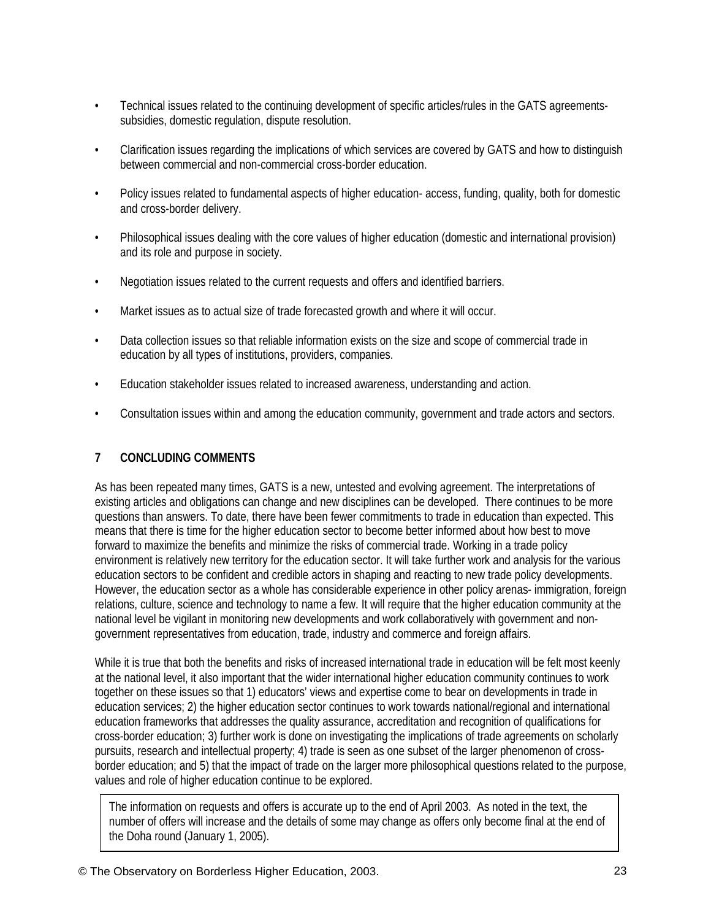- Technical issues related to the continuing development of specific articles/rules in the GATS agreements- subsidies, domestic regulation, dispute resolution.
- Clarification issues regarding the implications of which services are covered by GATS and how to distinguish between commercial and non-commercial cross-border education.
- Policy issues related to fundamental aspects of higher education- access, funding, quality, both for domestic and cross-border delivery.
- Philosophical issues dealing with the core values of higher education (domestic and international provision) and its role and purpose in society.
- Negotiation issues related to the current requests and offers and identified barriers.
- Market issues as to actual size of trade forecasted growth and where it will occur.
- Data collection issues so that reliable information exists on the size and scope of commercial trade in education by all types of institutions, providers, companies.
- Education stakeholder issues related to increased awareness, understanding and action.
- Consultation issues within and among the education community, government and trade actors and sectors.

## 7 CONCLUDING COMMENTS

As has been repeated many times, GATS is a new, untested and evolving agreement. The interpretations of existing articles and obligations can change and new disciplines can be developed. There continues to be more questions than answers. To date, there have been fewer commitments to trade in education than expected. This means that there is time for the higher education sector to become better informed about how best to move forward to maximize the benefits and minimize the risks of commercial trade. Working in a trade policy environment is relatively new territory for the education sector. It will take further work and analysis for the various education sectors to be confident and credible actors in shaping and reacting to new trade policy developments. However, the education sector as a whole has considerable experience in other policy arenas- immigration, foreign relations, culture, science and technology to name a few. It will require that the higher education community at the national level be vigilant in monitoring new developments and work collaboratively with government and non-government representatives from education, trade, industry and commerce and foreign affairs.

While it is true that both the benefits and risks of increased international trade in education will be felt most keenly at the national level, it also important that the wider international higher education community continues to work together on these issues so that 1) educators' views and expertise come to bear on developments in trade in education services; 2) the higher education sector continues to work towards national/regional and international education frameworks that addresses the quality assurance, accreditation and recognition of qualifications for cross-border education; 3) further work is done on investigating the implications of trade agreements on scholarly pursuits, research and intellectual property; 4) trade is seen as one subset of the larger phenomenon of cross-border education; and 5) that the impact of trade on the larger more philosophical questions related to the purpose, values and role of higher education continue to be explored.

The information on requests and offers is accurate up to the end of April 2003. As noted in the text, the number of offers will increase and the details of some may change as offers only become final at the end of the Doha round (January 1, 2005).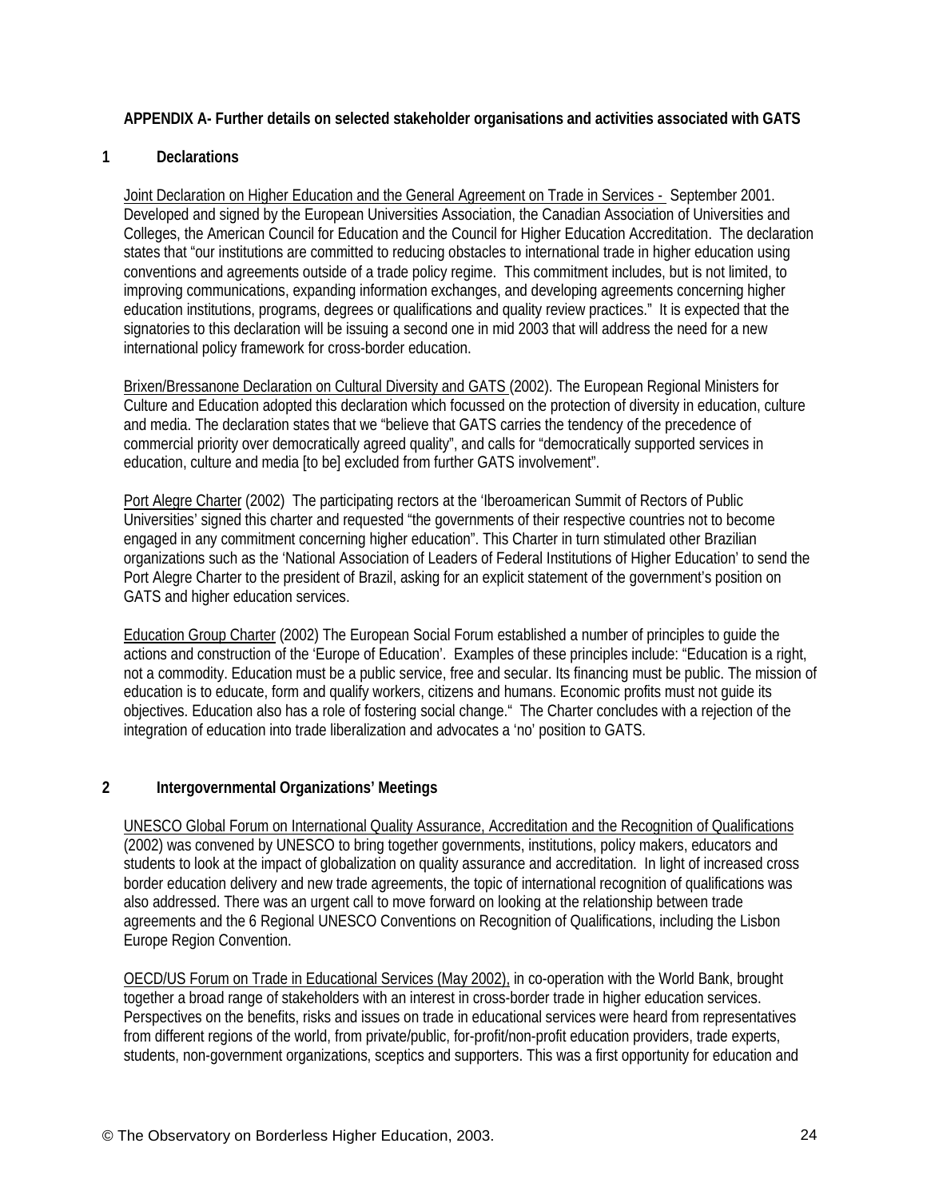**APPENDIX A- Further details on selected stakeholder organisations and activities associated with GATS**

## 1 Declarations

Joint Declaration on Higher Education and the General Agreement on Trade in Services - September 2001. Developed and signed by the European Universities Association, the Canadian Association of Universities and Colleges, the American Council for Education and the Council for Higher Education Accreditation. The declaration states that "our institutions are committed to reducing obstacles to international trade in higher education using conventions and agreements outside of a trade policy regime. This commitment includes, but is not limited, to improving communications, expanding information exchanges, and developing agreements concerning higher education institutions, programs, degrees or qualifications and quality review practices." It is expected that the signatories to this declaration will be issuing a second one in mid 2003 that will address the need for a new international policy framework for cross-border education.

Brixen/Bressanone Declaration on Cultural Diversity and GATS (2002). The European Regional Ministers for Culture and Education adopted this declaration which focussed on the protection of diversity in education, culture and media. The declaration states that we "believe that GATS carries the tendency of the precedence of commercial priority over democratically agreed quality", and calls for "democratically supported services in education, culture and media [to be] excluded from further GATS involvement".

Port Alegre Charter (2002) The participating rectors at the 'Iberoamerican Summit of Rectors of Public Universities' signed this charter and requested "the governments of their respective countries not to become engaged in any commitment concerning higher education". This Charter in turn stimulated other Brazilian organizations such as the 'National Association of Leaders of Federal Institutions of Higher Education' to send the Port Alegre Charter to the president of Brazil, asking for an explicit statement of the government's position on GATS and higher education services.

Education Group Charter (2002) The European Social Forum established a number of principles to guide the actions and construction of the 'Europe of Education'. Examples of these principles include: "Education is a right, not a commodity. Education must be a public service, free and secular. Its financing must be public. The mission of education is to educate, form and qualify workers, citizens and humans. Economic profits must not guide its objectives. Education also has a role of fostering social change." The Charter concludes with a rejection of the integration of education into trade liberalization and advocates a 'no' position to GATS.

## 2 Intergovernmental Organizations' Meetings

UNESCO Global Forum on International Quality Assurance, Accreditation and the Recognition of Qualifications (2002) was convened by UNESCO to bring together governments, institutions, policy makers, educators and students to look at the impact of globalization on quality assurance and accreditation. In light of increased cross border education delivery and new trade agreements, the topic of international recognition of qualifications was also addressed. There was an urgent call to move forward on looking at the relationship between trade agreements and the 6 Regional UNESCO Conventions on Recognition of Qualifications, including the Lisbon Europe Region Convention.

OECD/US Forum on Trade in Educational Services (May 2002), in co-operation with the World Bank, brought together a broad range of stakeholders with an interest in cross-border trade in higher education services. Perspectives on the benefits, risks and issues on trade in educational services were heard from representatives from different regions of the world, from private/public, for-profit/non-profit education providers, trade experts, students, non-government organizations, sceptics and supporters. This was a first opportunity for education and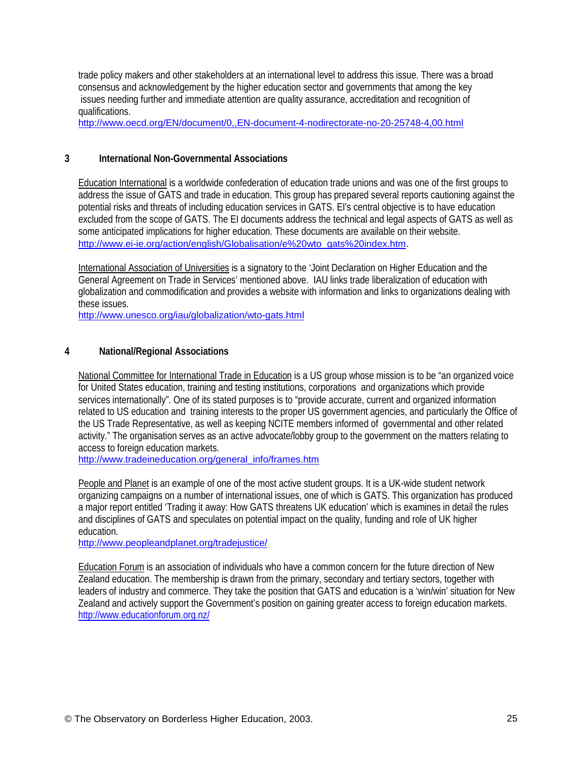trade policy makers and other stakeholders at an international level to address this issue. There was a broad consensus and acknowledgement by the higher education sector and governments that among the key issues needing further and immediate attention are quality assurance, accreditation and recognition of qualifications.
http://www.oecd.org/EN/document/0,,EN-document-4-nodirectorate-no-20-25748-4,00.html

## 3 International Non-Governmental Associations

Education International is a worldwide confederation of education trade unions and was one of the first groups to address the issue of GATS and trade in education. This group has prepared several reports cautioning against the potential risks and threats of including education services in GATS. EI's central objective is to have education excluded from the scope of GATS. The EI documents address the technical and legal aspects of GATS as well as some anticipated implications for higher education. These documents are available on their website.
http://www.ei-ie.org/action/english/Globalisation/e%20wto_gats%20index.htm.

International Association of Universities is a signatory to the 'Joint Declaration on Higher Education and the General Agreement on Trade in Services' mentioned above. IAU links trade liberalization of education with globalization and commodification and provides a website with information and links to organizations dealing with these issues.
http://www.unesco.org/iau/globalization/wto-gats.html

## 4 National/Regional Associations

National Committee for International Trade in Education is a US group whose mission is to be "an organized voice for United States education, training and testing institutions, corporations and organizations which provide services internationally". One of its stated purposes is to "provide accurate, current and organized information related to US education and training interests to the proper US government agencies, and particularly the Office of the US Trade Representative, as well as keeping NCITE members informed of governmental and other related activity." The organisation serves as an active advocate/lobby group to the government on the matters relating to access to foreign education markets.
http://www.tradeineducation.org/general_info/frames.htm

People and Planet is an example of one of the most active student groups. It is a UK-wide student network organizing campaigns on a number of international issues, one of which is GATS. This organization has produced a major report entitled 'Trading it away: How GATS threatens UK education' which is examines in detail the rules and disciplines of GATS and speculates on potential impact on the quality, funding and role of UK higher education.
http://www.peopleandplanet.org/tradejustice/

Education Forum is an association of individuals who have a common concern for the future direction of New Zealand education. The membership is drawn from the primary, secondary and tertiary sectors, together with leaders of industry and commerce. They take the position that GATS and education is a 'win/win' situation for New Zealand and actively support the Government's position on gaining greater access to foreign education markets.
http://www.educationforum.org.nz/

© The Observatory on Borderless Higher Education, 2003.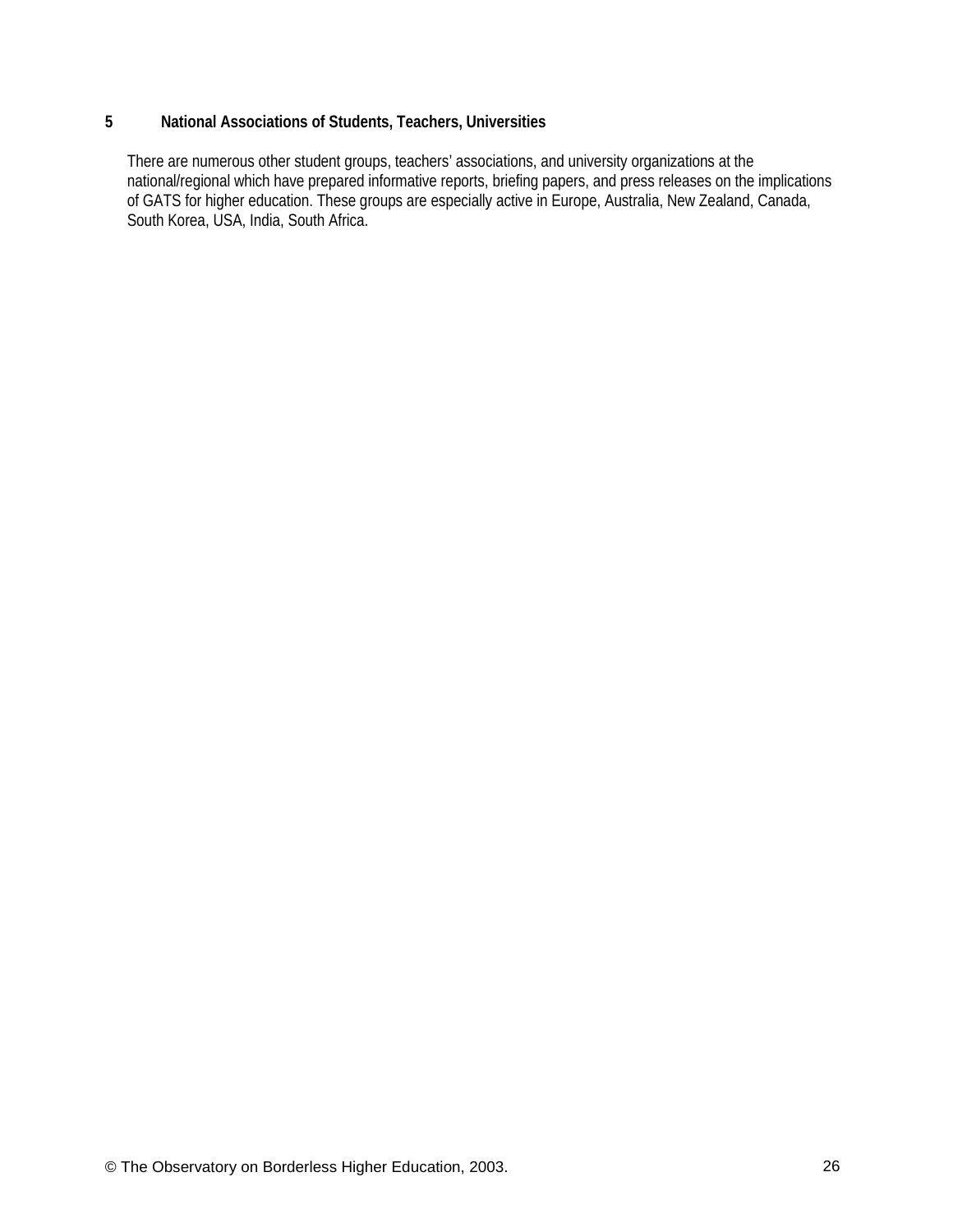## 5 National Associations of Students, Teachers, Universities

There are numerous other student groups, teachers' associations, and university organizations at the national/regional which have prepared informative reports, briefing papers, and press releases on the implications of GATS for higher education. These groups are especially active in Europe, Australia, New Zealand, Canada, South Korea, USA, India, South Africa.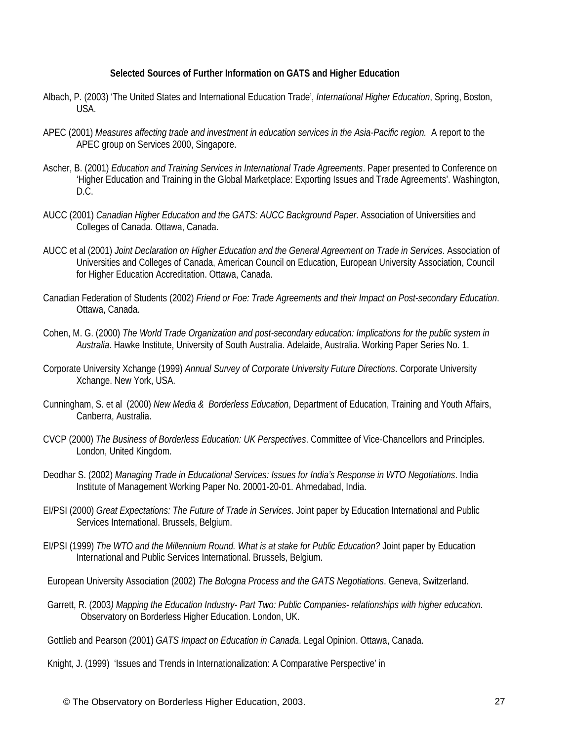**Selected Sources of Further Information on GATS and Higher Education**

Albach, P. (2003) 'The United States and International Education Trade', *International Higher Education*, Spring, Boston, USA.

APEC (2001) *Measures affecting trade and investment in education services in the Asia-Pacific region.* A report to the APEC group on Services 2000, Singapore.

Ascher, B. (2001) *Education and Training Services in International Trade Agreements*. Paper presented to Conference on 'Higher Education and Training in the Global Marketplace: Exporting Issues and Trade Agreements'. Washington, D.C.

AUCC (2001) *Canadian Higher Education and the GATS: AUCC Background Paper*. Association of Universities and Colleges of Canada. Ottawa, Canada.

AUCC et al (2001) *Joint Declaration on Higher Education and the General Agreement on Trade in Services*. Association of Universities and Colleges of Canada, American Council on Education, European University Association, Council for Higher Education Accreditation. Ottawa, Canada.

Canadian Federation of Students (2002) *Friend or Foe: Trade Agreements and their Impact on Post-secondary Education*. Ottawa, Canada.

Cohen, M. G. (2000) *The World Trade Organization and post-secondary education: Implications for the public system in Australia*. Hawke Institute, University of South Australia. Adelaide, Australia. Working Paper Series No. 1.

Corporate University Xchange (1999) *Annual Survey of Corporate University Future Directions*. Corporate University Xchange. New York, USA.

Cunningham, S. et al (2000) *New Media & Borderless Education*, Department of Education, Training and Youth Affairs, Canberra, Australia.

CVCP (2000) *The Business of Borderless Education: UK Perspectives*. Committee of Vice-Chancellors and Principles. London, United Kingdom.

Deodhar S. (2002) *Managing Trade in Educational Services: Issues for India's Response in WTO Negotiations*. India Institute of Management Working Paper No. 20001-20-01. Ahmedabad, India.

EI/PSI (2000) *Great Expectations: The Future of Trade in Services*. Joint paper by Education International and Public Services International. Brussels, Belgium.

EI/PSI (1999) *The WTO and the Millennium Round. What is at stake for Public Education?* Joint paper by Education International and Public Services International. Brussels, Belgium.

European University Association (2002) *The Bologna Process and the GATS Negotiations*. Geneva, Switzerland.

Garrett, R. (2003*) Mapping the Education Industry- Part Two: Public Companies- relationships with higher education.* Observatory on Borderless Higher Education. London, UK.

Gottlieb and Pearson (2001) *GATS Impact on Education in Canada*. Legal Opinion. Ottawa, Canada.

Knight, J. (1999) 'Issues and Trends in Internationalization: A Comparative Perspective' in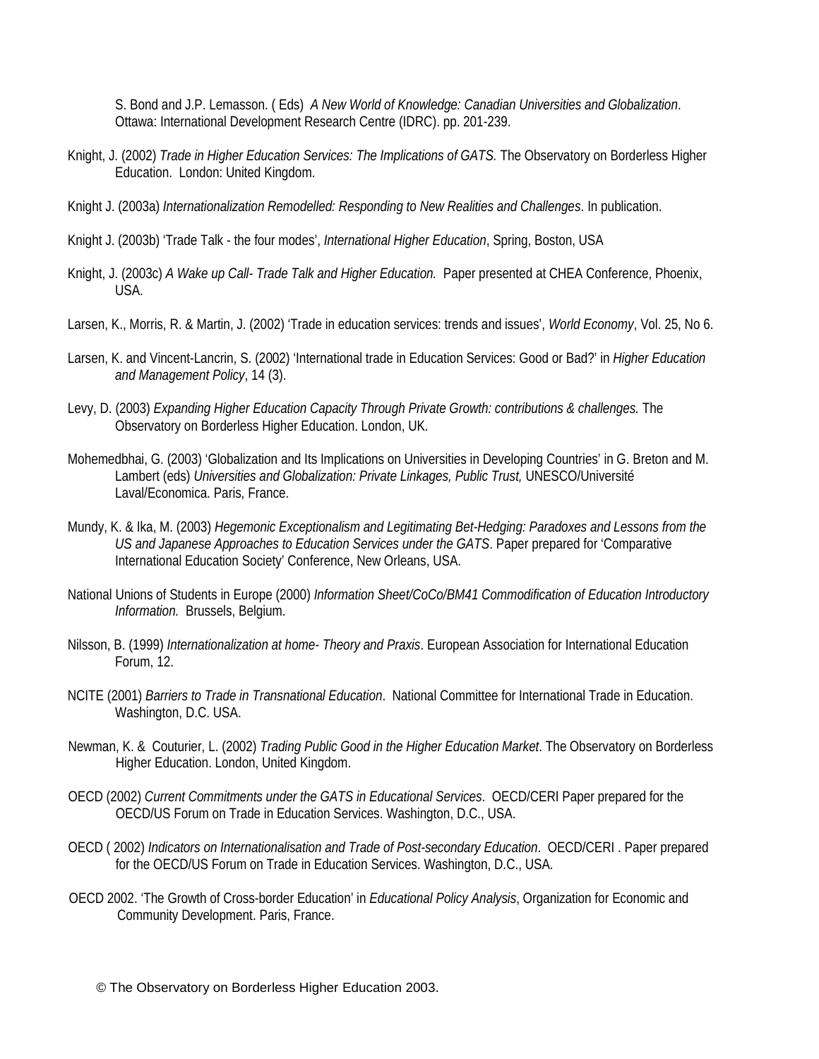S. Bond and J.P. Lemasson. ( Eds) *A New World of Knowledge: Canadian Universities and Globalization*. Ottawa: International Development Research Centre (IDRC). pp. 201-239.

Knight, J. (2002) *Trade in Higher Education Services: The Implications of GATS.* The Observatory on Borderless Higher Education. London: United Kingdom.

Knight J. (2003a) *Internationalization Remodelled: Responding to New Realities and Challenges*. In publication.

Knight J. (2003b) 'Trade Talk - the four modes', *International Higher Education*, Spring, Boston, USA

Knight, J. (2003c) *A Wake up Call- Trade Talk and Higher Education.* Paper presented at CHEA Conference, Phoenix, USA.

Larsen, K., Morris, R. & Martin, J. (2002) 'Trade in education services: trends and issues', *World Economy*, Vol. 25, No 6.

Larsen, K. and Vincent-Lancrin, S. (2002) 'International trade in Education Services: Good or Bad?' in *Higher Education and Management Policy*, 14 (3).

Levy, D. (2003) *Expanding Higher Education Capacity Through Private Growth: contributions & challenges.* The Observatory on Borderless Higher Education. London, UK.

Mohemedbhai, G. (2003) 'Globalization and Its Implications on Universities in Developing Countries' in G. Breton and M. Lambert (eds) *Universities and Globalization: Private Linkages, Public Trust,* UNESCO/Université Laval/Economica. Paris, France.

Mundy, K. & Ika, M. (2003) *Hegemonic Exceptionalism and Legitimating Bet-Hedging: Paradoxes and Lessons from the US and Japanese Approaches to Education Services under the GATS*. Paper prepared for 'Comparative International Education Society' Conference, New Orleans, USA.

National Unions of Students in Europe (2000) *Information Sheet/CoCo/BM41 Commodification of Education Introductory Information.* Brussels, Belgium.

Nilsson, B. (1999) *Internationalization at home- Theory and Praxis*. European Association for International Education Forum, 12.

NCITE (2001) *Barriers to Trade in Transnational Education*. National Committee for International Trade in Education. Washington, D.C. USA.

Newman, K. & Couturier, L. (2002) *Trading Public Good in the Higher Education Market*. The Observatory on Borderless Higher Education. London, United Kingdom.

OECD (2002) *Current Commitments under the GATS in Educational Services*. OECD/CERI Paper prepared for the OECD/US Forum on Trade in Education Services. Washington, D.C., USA.

OECD ( 2002) *Indicators on Internationalisation and Trade of Post-secondary Education*. OECD/CERI . Paper prepared for the OECD/US Forum on Trade in Education Services. Washington, D.C., USA.

OECD 2002. 'The Growth of Cross-border Education' in *Educational Policy Analysis*, Organization for Economic and Community Development. Paris, France.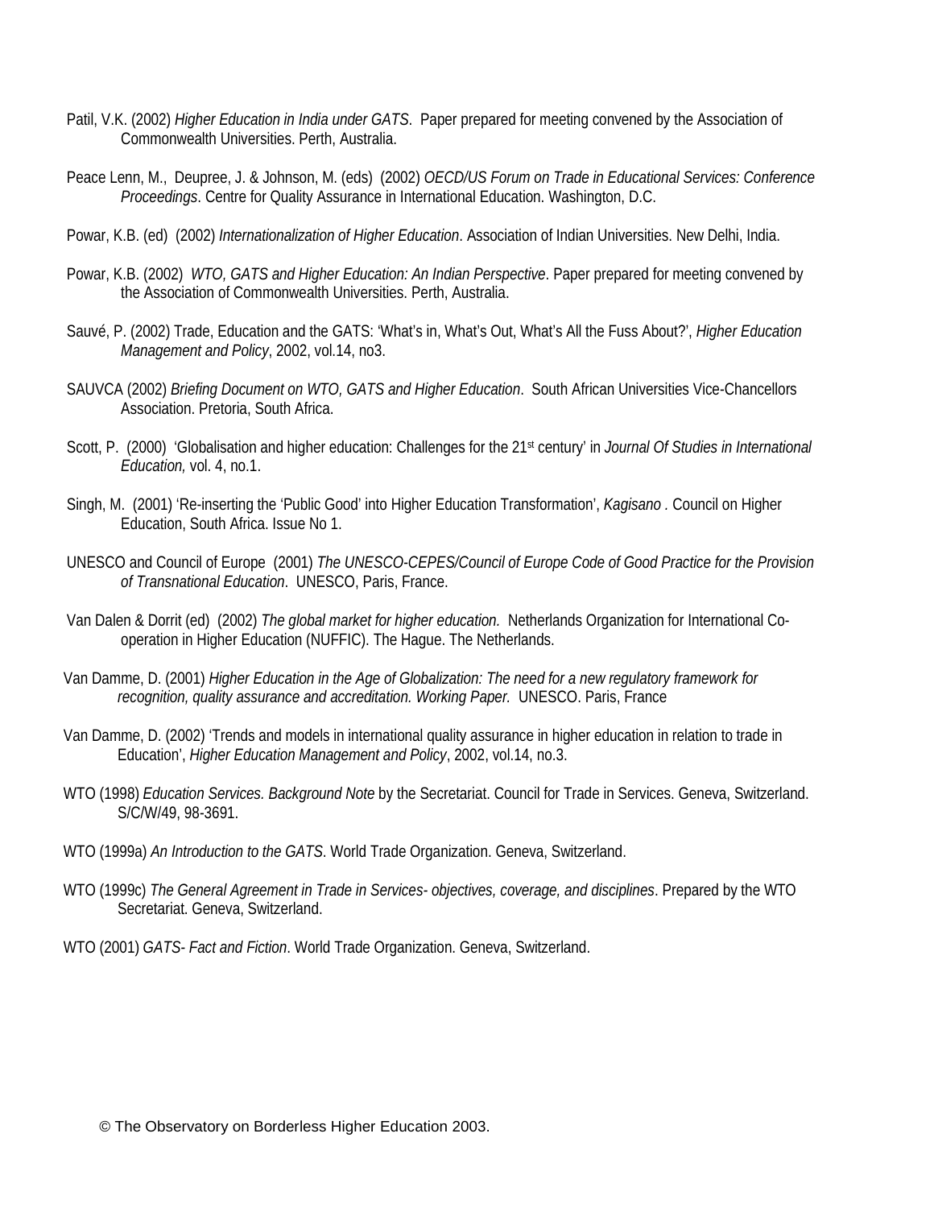Patil, V.K. (2002) *Higher Education in India under GATS*. Paper prepared for meeting convened by the Association of Commonwealth Universities. Perth, Australia.

Peace Lenn, M., Deupree, J. & Johnson, M. (eds) (2002) *OECD/US Forum on Trade in Educational Services: Conference Proceedings*. Centre for Quality Assurance in International Education. Washington, D.C.

Powar, K.B. (ed) (2002) *Internationalization of Higher Education*. Association of Indian Universities. New Delhi, India.

Powar, K.B. (2002) *WTO, GATS and Higher Education: An Indian Perspective*. Paper prepared for meeting convened by the Association of Commonwealth Universities. Perth, Australia.

Sauvé, P. (2002) Trade, Education and the GATS: 'What's in, What's Out, What's All the Fuss About?', *Higher Education Management and Policy*, 2002, vol.14, no3.

SAUVCA (2002) *Briefing Document on WTO, GATS and Higher Education*. South African Universities Vice-Chancellors Association. Pretoria, South Africa.

Scott, P. (2000) 'Globalisation and higher education: Challenges for the 21st century' in *Journal Of Studies in International Education,* vol. 4, no.1.

Singh, M. (2001) 'Re-inserting the 'Public Good' into Higher Education Transformation', *Kagisano .* Council on Higher Education, South Africa. Issue No 1.

UNESCO and Council of Europe (2001) *The UNESCO-CEPES/Council of Europe Code of Good Practice for the Provision of Transnational Education*. UNESCO, Paris, France.

Van Dalen & Dorrit (ed) (2002) *The global market for higher education.* Netherlands Organization for International Co-operation in Higher Education (NUFFIC). The Hague. The Netherlands.

Van Damme, D. (2001) *Higher Education in the Age of Globalization: The need for a new regulatory framework for recognition, quality assurance and accreditation. Working Paper.* UNESCO. Paris, France

Van Damme, D. (2002) 'Trends and models in international quality assurance in higher education in relation to trade in Education', *Higher Education Management and Policy*, 2002, vol.14, no.3.

WTO (1998) *Education Services. Background Note* by the Secretariat. Council for Trade in Services. Geneva, Switzerland. S/C/W/49, 98-3691.

WTO (1999a) *An Introduction to the GATS*. World Trade Organization. Geneva, Switzerland.

WTO (1999c) *The General Agreement in Trade in Services- objectives, coverage, and disciplines*. Prepared by the WTO Secretariat. Geneva, Switzerland.

WTO (2001) *GATS- Fact and Fiction*. World Trade Organization. Geneva, Switzerland.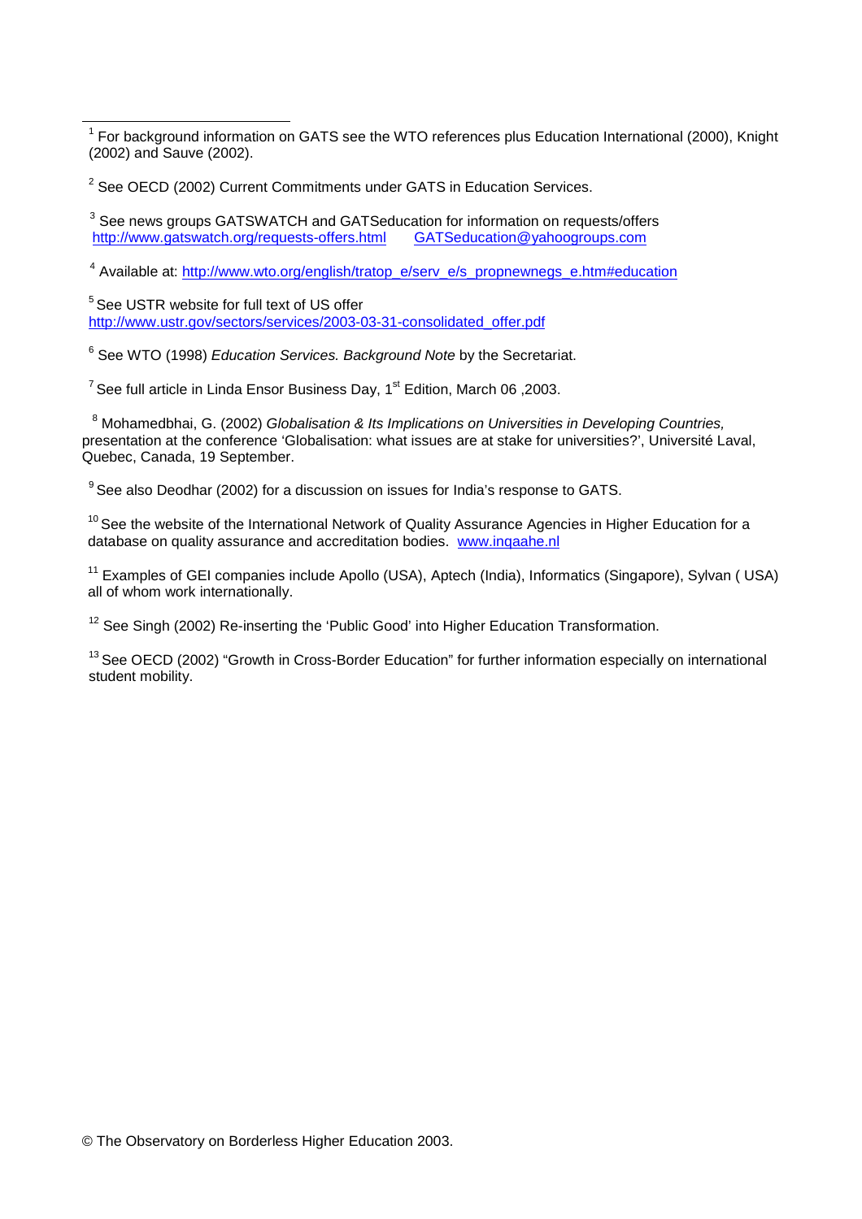[1] For background information on GATS see the WTO references plus Education International (2000), Knight (2002) and Sauve (2002).

[2] See OECD (2002) Current Commitments under GATS in Education Services.

[3] See news groups GATSWATCH and GATSeducation for information on requests/offers http://www.gatswatch.org/requests-offers.html GATSeducation@yahoogroups.com

[4] Available at: http://www.wto.org/english/tratop_e/serv_e/s_propnewnegs_e.htm#education

[5] See USTR website for full text of US offer http://www.ustr.gov/sectors/services/2003-03-31-consolidated_offer.pdf

[6] See WTO (1998) *Education Services. Background Note* by the Secretariat.

[7] See full article in Linda Ensor Business Day, 1st Edition, March 06 ,2003.

[8] Mohamedbhai, G. (2002) *Globalisation & Its Implications on Universities in Developing Countries,* presentation at the conference 'Globalisation: what issues are at stake for universities?', Université Laval, Quebec, Canada, 19 September.

[9] See also Deodhar (2002) for a discussion on issues for India's response to GATS.

[10] See the website of the International Network of Quality Assurance Agencies in Higher Education for a database on quality assurance and accreditation bodies. www.inqaahe.nl

[11] Examples of GEI companies include Apollo (USA), Aptech (India), Informatics (Singapore), Sylvan ( USA) all of whom work internationally.

[12] See Singh (2002) Re-inserting the 'Public Good' into Higher Education Transformation.

[13] See OECD (2002) "Growth in Cross-Border Education" for further information especially on international student mobility.

© The Observatory on Borderless Higher Education 2003.